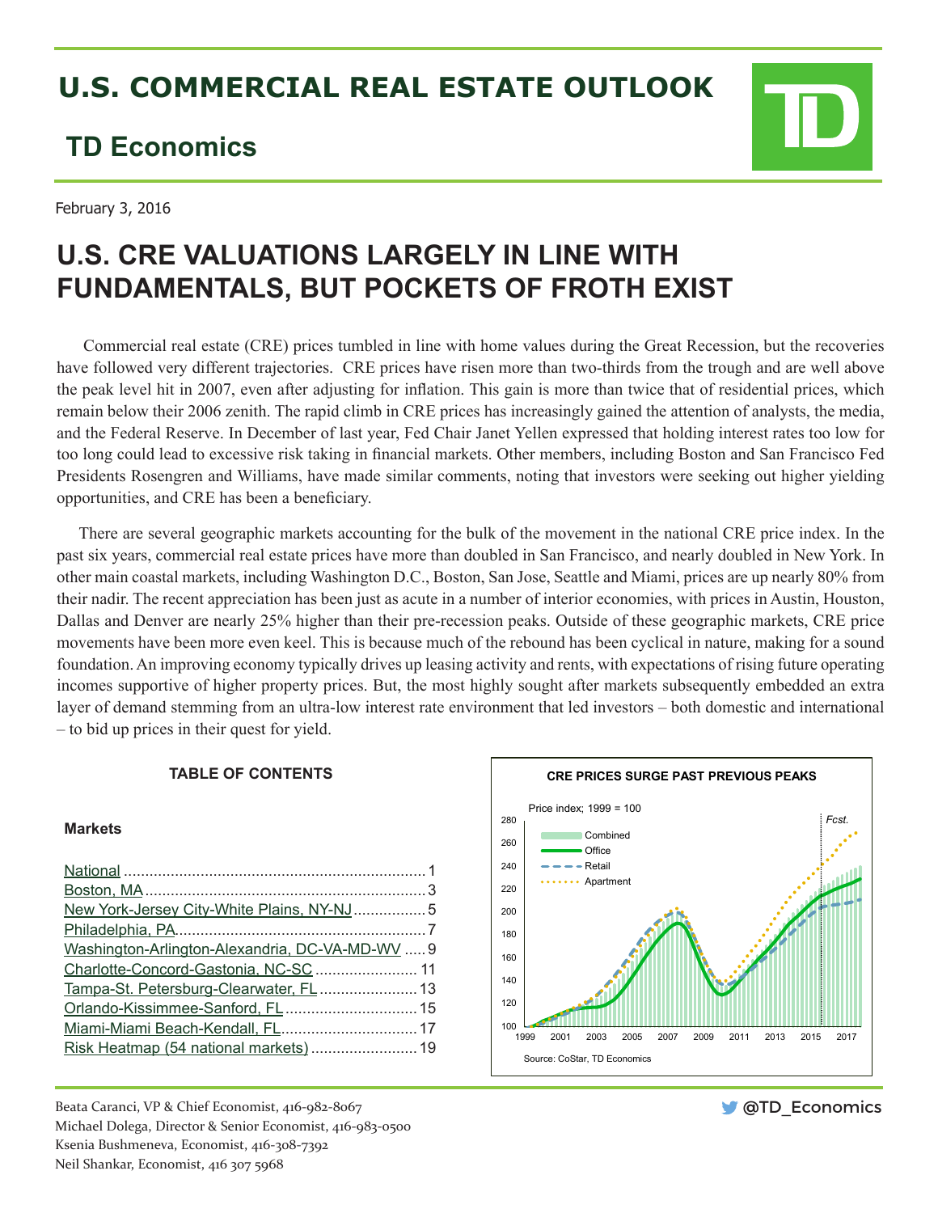# U.S. COMMERCIAL REAL ESTATE OUTLOOK

## TD Economics

February 3, 2016

# U.S. CRE VALUATIONS LARGELY IN LINE WITH FUNDAMENTALS, BUT POCKETS OF FROTH EXIST

Commercial real estate (CRE) prices tumbled in line with home values during the Great Recession, but the recoveries have followed very different trajectories. CRE prices have risen more than two-thirds from the trough and are well above the peak level hit in 2007, even after adjusting for inflation. This gain is more than twice that of residential prices, which remain below their 2006 zenith. The rapid climb in CRE prices has increasingly gained the attention of analysts, the media, and the Federal Reserve. In December of last year, Fed Chair Janet Yellen expressed that holding interest rates too low for too long could lead to excessive risk taking in financial markets. Other members, including Boston and San Francisco Fed Presidents Rosengren and Williams, have made similar comments, noting that investors were seeking out higher yielding opportunities, and CRE has been a beneficiary.

There are several geographic markets accounting for the bulk of the movement in the national CRE price index. In the past six years, commercial real estate prices have more than doubled in San Francisco, and nearly doubled in New York. In other main coastal markets, including Washington D.C., Boston, San Jose, Seattle and Miami, prices are up nearly 80% from their nadir. The recent appreciation has been just as acute in a number of interior economies, with prices in Austin, Houston, Dallas and Denver are nearly 25% higher than their pre-recession peaks. Outside of these geographic markets, CRE price movements have been more even keel. This is because much of the rebound has been cyclical in nature, making for a sound foundation. An improving economy typically drives up leasing activity and rents, with expectations of rising future operating incomes supportive of higher property prices. But, the most highly sought after markets subsequently embedded an extra layer of demand stemming from an ultra-low interest rate environment that led investors – both domestic and international – to bid up prices in their quest for yield.

**TABLE OF CONTENTS**

**Markets**

- National ........ 1
- Boston, MA ........ 3
- New York-Jersey City-White Plains, NY-NJ ........ 5
- Philadelphia, PA ........ 7
- Washington-Arlington-Alexandria, DC-VA-MD-WV ........ 9
- Charlotte-Concord-Gastonia, NC-SC ........ 11
- Tampa-St. Petersburg-Clearwater, FL ........ 13
- Orlando-Kissimmee-Sanford, FL ........ 15
- Miami-Miami Beach-Kendall, FL ........ 17
- Risk Heatmap (54 national markets) ........ 19

**CRE PRICES SURGE PAST PREVIOUS PEAKS**

Price index; 1999 = 100 — Combined, Office, Retail, Apartment (Fcst. from 2015)

Source: CoStar, TD Economics

Beata Caranci, VP & Chief Economist, 416-982-8067
Michael Dolega, Director & Senior Economist, 416-983-0500
Ksenia Bushmeneva, Economist, 416-308-7392
Neil Shankar, Economist, 416 307 5968

@TD_Economics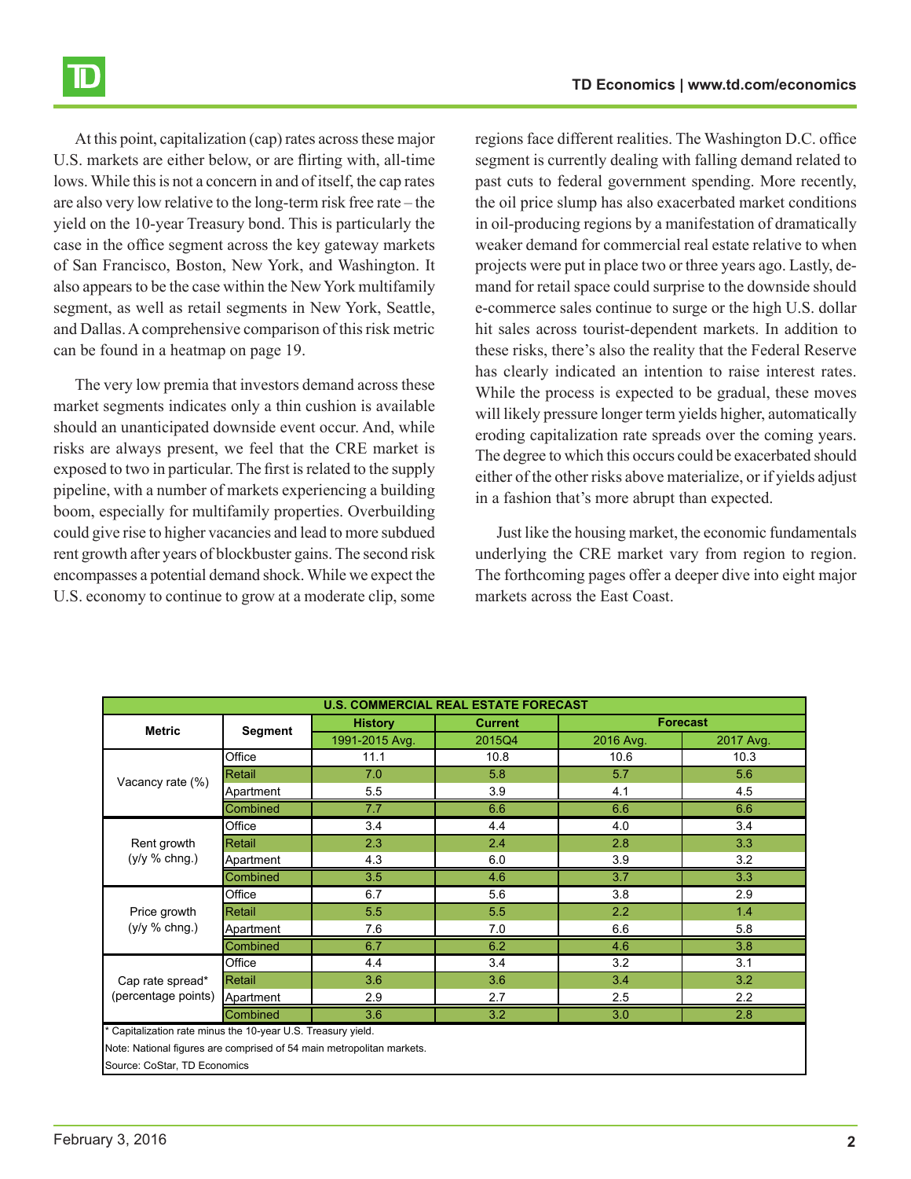At this point, capitalization (cap) rates across these major U.S. markets are either below, or are flirting with, all-time lows. While this is not a concern in and of itself, the cap rates are also very low relative to the long-term risk free rate – the yield on the 10-year Treasury bond. This is particularly the case in the office segment across the key gateway markets of San Francisco, Boston, New York, and Washington. It also appears to be the case within the New York multifamily segment, as well as retail segments in New York, Seattle, and Dallas. A comprehensive comparison of this risk metric can be found in a heatmap on page 19.

The very low premia that investors demand across these market segments indicates only a thin cushion is available should an unanticipated downside event occur. And, while risks are always present, we feel that the CRE market is exposed to two in particular. The first is related to the supply pipeline, with a number of markets experiencing a building boom, especially for multifamily properties. Overbuilding could give rise to higher vacancies and lead to more subdued rent growth after years of blockbuster gains. The second risk encompasses a potential demand shock. While we expect the U.S. economy to continue to grow at a moderate clip, some regions face different realities. The Washington D.C. office segment is currently dealing with falling demand related to past cuts to federal government spending. More recently, the oil price slump has also exacerbated market conditions in oil-producing regions by a manifestation of dramatically weaker demand for commercial real estate relative to when projects were put in place two or three years ago. Lastly, demand for retail space could surprise to the downside should e-commerce sales continue to surge or the high U.S. dollar hit sales across tourist-dependent markets. In addition to these risks, there's also the reality that the Federal Reserve has clearly indicated an intention to raise interest rates. While the process is expected to be gradual, these moves will likely pressure longer term yields higher, automatically eroding capitalization rate spreads over the coming years. The degree to which this occurs could be exacerbated should either of the other risks above materialize, or if yields adjust in a fashion that's more abrupt than expected.

Just like the housing market, the economic fundamentals underlying the CRE market vary from region to region. The forthcoming pages offer a deeper dive into eight major markets across the East Coast.

**U.S. COMMERCIAL REAL ESTATE FORECAST**

| Metric | Segment | History | Current | Forecast | |
|---|---|---|---|---|---|
| | | 1991-2015 Avg. | 2015Q4 | 2016 Avg. | 2017 Avg. |
| Vacancy rate (%) | Office | 11.1 | 10.8 | 10.6 | 10.3 |
| | Retail | 7.0 | 5.8 | 5.7 | 5.6 |
| | Apartment | 5.5 | 3.9 | 4.1 | 4.5 |
| | Combined | 7.7 | 6.6 | 6.6 | 6.6 |
| Rent growth (y/y % chng.) | Office | 3.4 | 4.4 | 4.0 | 3.4 |
| | Retail | 2.3 | 2.4 | 2.8 | 3.3 |
| | Apartment | 4.3 | 6.0 | 3.9 | 3.2 |
| | Combined | 3.5 | 4.6 | 3.7 | 3.3 |
| Price growth (y/y % chng.) | Office | 6.7 | 5.6 | 3.8 | 2.9 |
| | Retail | 5.5 | 5.5 | 2.2 | 1.4 |
| | Apartment | 7.6 | 7.0 | 6.6 | 5.8 |
| | Combined | 6.7 | 6.2 | 4.6 | 3.8 |
| Cap rate spread* (percentage points) | Office | 4.4 | 3.4 | 3.2 | 3.1 |
| | Retail | 3.6 | 3.6 | 3.4 | 3.2 |
| | Apartment | 2.9 | 2.7 | 2.5 | 2.2 |
| | Combined | 3.6 | 3.2 | 3.0 | 2.8 |

* Capitalization rate minus the 10-year U.S. Treasury yield.

Note: National figures are comprised of 54 main metropolitan markets.

Source: CoStar, TD Economics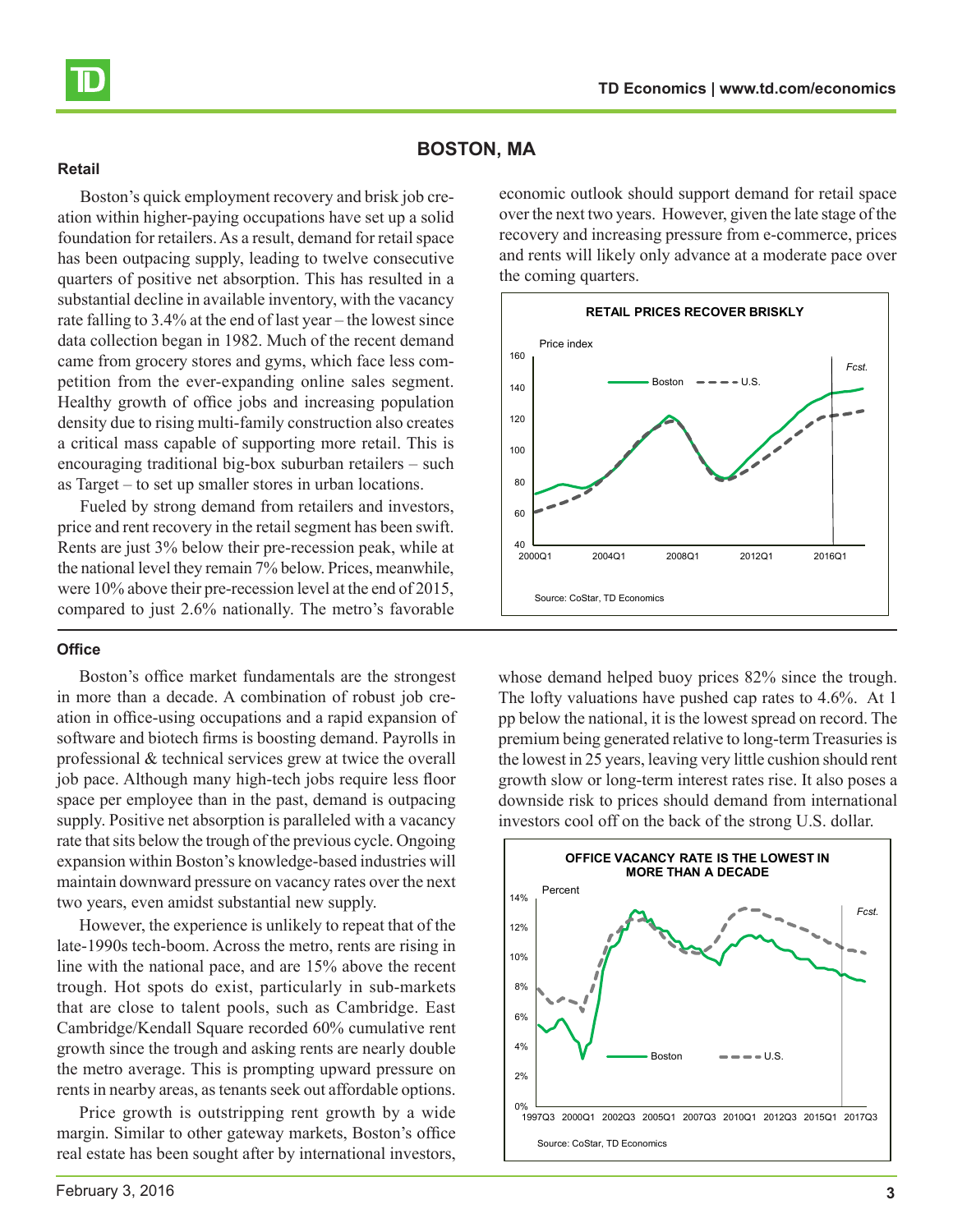## BOSTON, MA

### Retail

Boston's quick employment recovery and brisk job creation within higher-paying occupations have set up a solid foundation for retailers. As a result, demand for retail space has been outpacing supply, leading to twelve consecutive quarters of positive net absorption. This has resulted in a substantial decline in available inventory, with the vacancy rate falling to 3.4% at the end of last year – the lowest since data collection began in 1982. Much of the recent demand came from grocery stores and gyms, which face less competition from the ever-expanding online sales segment. Healthy growth of office jobs and increasing population density due to rising multi-family construction also creates a critical mass capable of supporting more retail. This is encouraging traditional big-box suburban retailers – such as Target – to set up smaller stores in urban locations.

Fueled by strong demand from retailers and investors, price and rent recovery in the retail segment has been swift. Rents are just 3% below their pre-recession peak, while at the national level they remain 7% below. Prices, meanwhile, were 10% above their pre-recession level at the end of 2015, compared to just 2.6% nationally. The metro's favorable economic outlook should support demand for retail space over the next two years. However, given the late stage of the recovery and increasing pressure from e-commerce, prices and rents will likely only advance at a moderate pace over the coming quarters.

**RETAIL PRICES RECOVER BRISKLY**

Source: CoStar, TD Economics

### Office

Boston's office market fundamentals are the strongest in more than a decade. A combination of robust job creation in office-using occupations and a rapid expansion of software and biotech firms is boosting demand. Payrolls in professional & technical services grew at twice the overall job pace. Although many high-tech jobs require less floor space per employee than in the past, demand is outpacing supply. Positive net absorption is paralleled with a vacancy rate that sits below the trough of the previous cycle. Ongoing expansion within Boston's knowledge-based industries will maintain downward pressure on vacancy rates over the next two years, even amidst substantial new supply.

However, the experience is unlikely to repeat that of the late-1990s tech-boom. Across the metro, rents are rising in line with the national pace, and are 15% above the recent trough. Hot spots do exist, particularly in sub-markets that are close to talent pools, such as Cambridge. East Cambridge/Kendall Square recorded 60% cumulative rent growth since the trough and asking rents are nearly double the metro average. This is prompting upward pressure on rents in nearby areas, as tenants seek out affordable options.

Price growth is outstripping rent growth by a wide margin. Similar to other gateway markets, Boston's office real estate has been sought after by international investors, whose demand helped buoy prices 82% since the trough. The lofty valuations have pushed cap rates to 4.6%. At 1 pp below the national, it is the lowest spread on record. The premium being generated relative to long-term Treasuries is the lowest in 25 years, leaving very little cushion should rent growth slow or long-term interest rates rise. It also poses a downside risk to prices should demand from international investors cool off on the back of the strong U.S. dollar.

**OFFICE VACANCY RATE IS THE LOWEST IN MORE THAN A DECADE**

Source: CoStar, TD Economics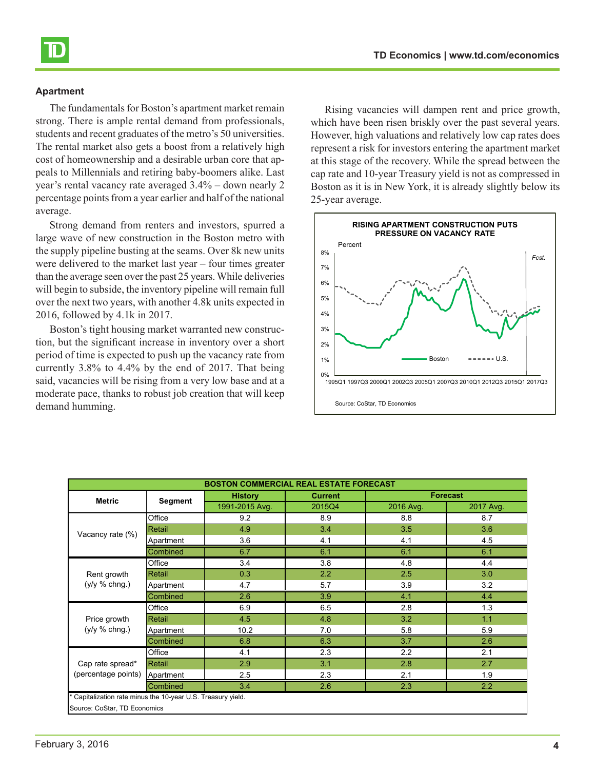## Apartment

The fundamentals for Boston's apartment market remain strong. There is ample rental demand from professionals, students and recent graduates of the metro's 50 universities. The rental market also gets a boost from a relatively high cost of homeownership and a desirable urban core that appeals to Millennials and retiring baby-boomers alike. Last year's rental vacancy rate averaged 3.4% – down nearly 2 percentage points from a year earlier and half of the national average.

Strong demand from renters and investors, spurred a large wave of new construction in the Boston metro with the supply pipeline busting at the seams. Over 8k new units were delivered to the market last year – four times greater than the average seen over the past 25 years. While deliveries will begin to subside, the inventory pipeline will remain full over the next two years, with another 4.8k units expected in 2016, followed by 4.1k in 2017.

Boston's tight housing market warranted new construction, but the significant increase in inventory over a short period of time is expected to push up the vacancy rate from currently 3.8% to 4.4% by the end of 2017. That being said, vacancies will be rising from a very low base and at a moderate pace, thanks to robust job creation that will keep demand humming.

Rising vacancies will dampen rent and price growth, which have been risen briskly over the past several years. However, high valuations and relatively low cap rates does represent a risk for investors entering the apartment market at this stage of the recovery. While the spread between the cap rate and 10-year Treasury yield is not as compressed in Boston as it is in New York, it is already slightly below its 25-year average.

**RISING APARTMENT CONSTRUCTION PUTS PRESSURE ON VACANCY RATE**

Percent

Source: CoStar, TD Economics

**BOSTON COMMERCIAL REAL ESTATE FORECAST**

| Metric | Segment | History | Current | Forecast | |
|---|---|---|---|---|---|
| | | 1991-2015 Avg. | 2015Q4 | 2016 Avg. | 2017 Avg. |
| Vacancy rate (%) | Office | 9.2 | 8.9 | 8.8 | 8.7 |
| | Retail | 4.9 | 3.4 | 3.5 | 3.6 |
| | Apartment | 3.6 | 4.1 | 4.1 | 4.5 |
| | Combined | 6.7 | 6.1 | 6.1 | 6.1 |
| Rent growth (y/y % chng.) | Office | 3.4 | 3.8 | 4.8 | 4.4 |
| | Retail | 0.3 | 2.2 | 2.5 | 3.0 |
| | Apartment | 4.7 | 5.7 | 3.9 | 3.2 |
| | Combined | 2.6 | 3.9 | 4.1 | 4.4 |
| Price growth (y/y % chng.) | Office | 6.9 | 6.5 | 2.8 | 1.3 |
| | Retail | 4.5 | 4.8 | 3.2 | 1.1 |
| | Apartment | 10.2 | 7.0 | 5.8 | 5.9 |
| | Combined | 6.8 | 6.3 | 3.7 | 2.6 |
| Cap rate spread* (percentage points) | Office | 4.1 | 2.3 | 2.2 | 2.1 |
| | Retail | 2.9 | 3.1 | 2.8 | 2.7 |
| | Apartment | 2.5 | 2.3 | 2.1 | 1.9 |
| | Combined | 3.4 | 2.6 | 2.3 | 2.2 |

\* Capitalization rate minus the 10-year U.S. Treasury yield.

Source: CoStar, TD Economics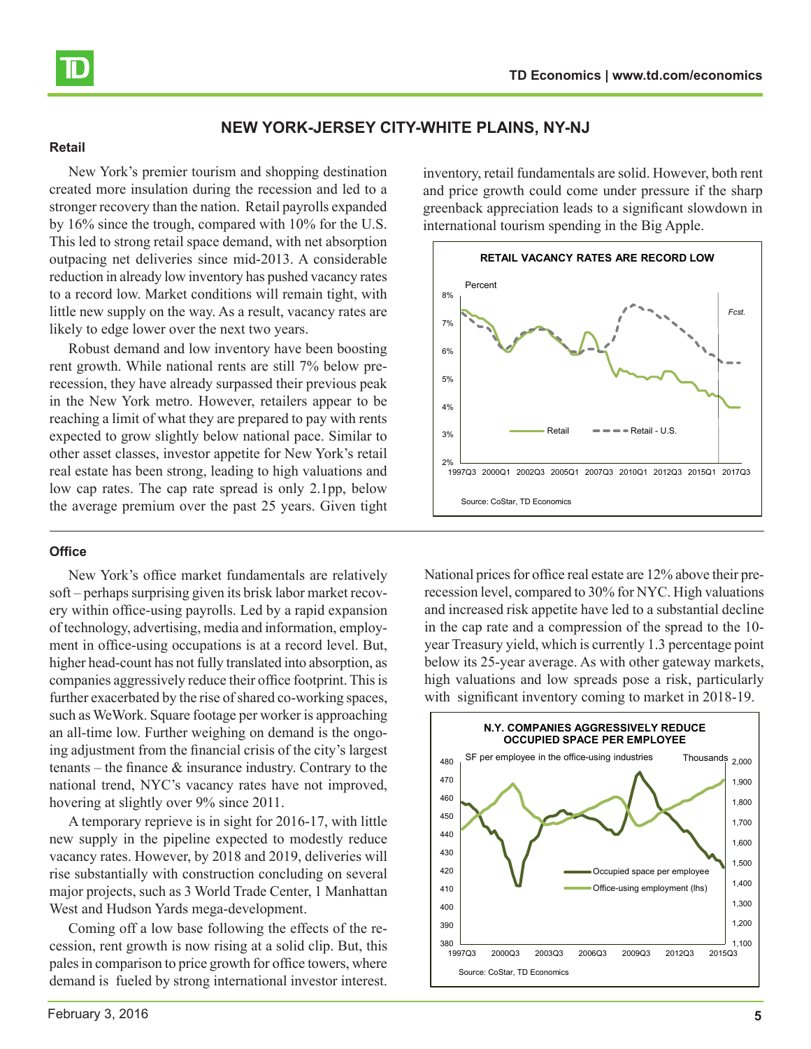## NEW YORK-JERSEY CITY-WHITE PLAINS, NY-NJ

### Retail

New York's premier tourism and shopping destination created more insulation during the recession and led to a stronger recovery than the nation. Retail payrolls expanded by 16% since the trough, compared with 10% for the U.S. This led to strong retail space demand, with net absorption outpacing net deliveries since mid-2013. A considerable reduction in already low inventory has pushed vacancy rates to a record low. Market conditions will remain tight, with little new supply on the way. As a result, vacancy rates are likely to edge lower over the next two years.

Robust demand and low inventory have been boosting rent growth. While national rents are still 7% below pre-recession, they have already surpassed their previous peak in the New York metro. However, retailers appear to be reaching a limit of what they are prepared to pay with rents expected to grow slightly below national pace. Similar to other asset classes, investor appetite for New York's retail real estate has been strong, leading to high valuations and low cap rates. The cap rate spread is only 2.1pp, below the average premium over the past 25 years. Given tight inventory, retail fundamentals are solid. However, both rent and price growth could come under pressure if the sharp greenback appreciation leads to a significant slowdown in international tourism spending in the Big Apple.

**RETAIL VACANCY RATES ARE RECORD LOW**

Source: CoStar, TD Economics

### Office

New York's office market fundamentals are relatively soft – perhaps surprising given its brisk labor market recovery within office-using payrolls. Led by a rapid expansion of technology, advertising, media and information, employment in office-using occupations is at a record level. But, higher head-count has not fully translated into absorption, as companies aggressively reduce their office footprint. This is further exacerbated by the rise of shared co-working spaces, such as WeWork. Square footage per worker is approaching an all-time low. Further weighing on demand is the ongoing adjustment from the financial crisis of the city's largest tenants – the finance & insurance industry. Contrary to the national trend, NYC's vacancy rates have not improved, hovering at slightly over 9% since 2011.

A temporary reprieve is in sight for 2016-17, with little new supply in the pipeline expected to modestly reduce vacancy rates. However, by 2018 and 2019, deliveries will rise substantially with construction concluding on several major projects, such as 3 World Trade Center, 1 Manhattan West and Hudson Yards mega-development.

Coming off a low base following the effects of the recession, rent growth is now rising at a solid clip. But, this pales in comparison to price growth for office towers, where demand is fueled by strong international investor interest. National prices for office real estate are 12% above their pre-recession level, compared to 30% for NYC. High valuations and increased risk appetite have led to a substantial decline in the cap rate and a compression of the spread to the 10-year Treasury yield, which is currently 1.3 percentage point below its 25-year average. As with other gateway markets, high valuations and low spreads pose a risk, particularly with significant inventory coming to market in 2018-19.

**N.Y. COMPANIES AGGRESSIVELY REDUCE OCCUPIED SPACE PER EMPLOYEE**

Source: CoStar, TD Economics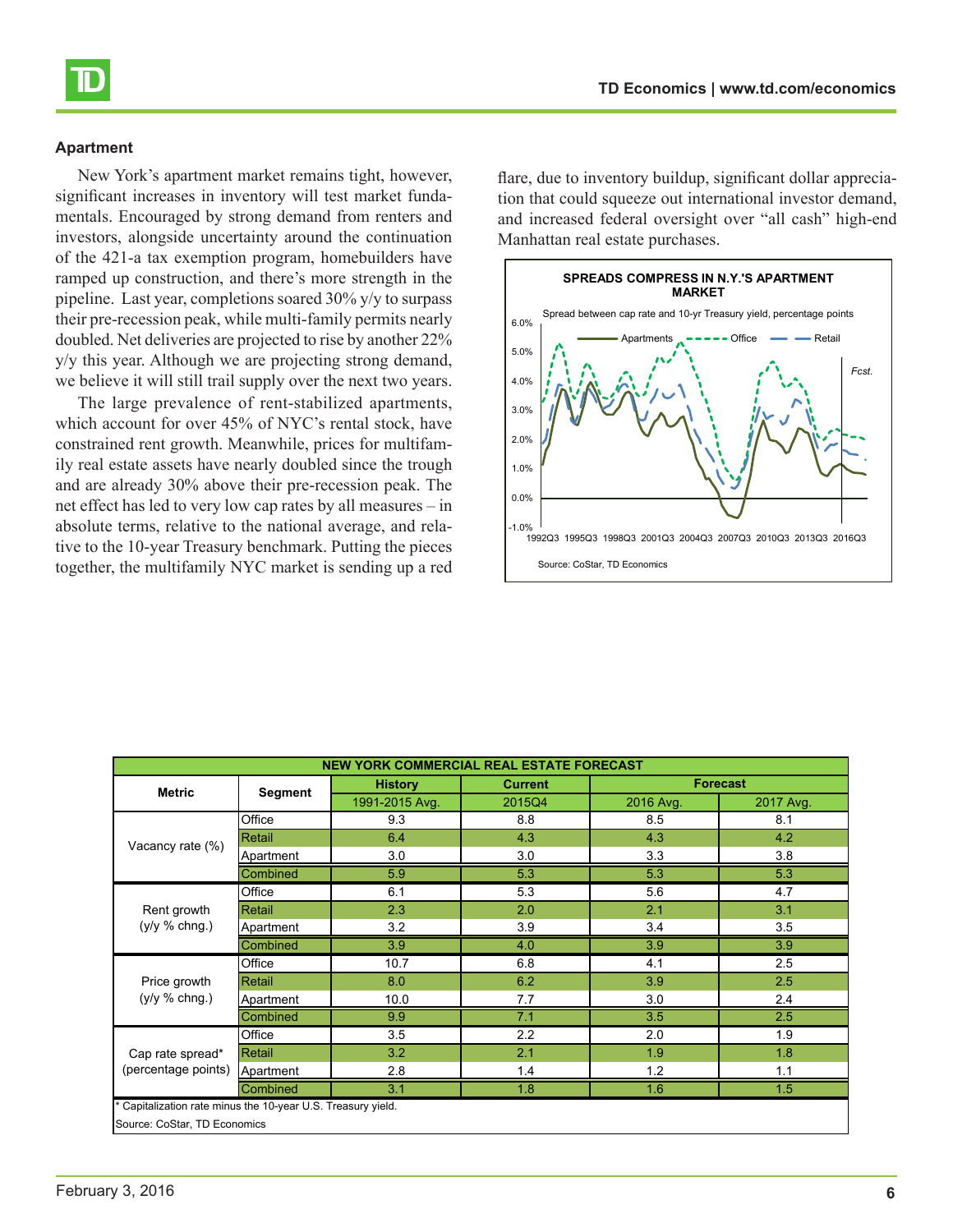### Apartment

New York's apartment market remains tight, however, significant increases in inventory will test market fundamentals. Encouraged by strong demand from renters and investors, alongside uncertainty around the continuation of the 421-a tax exemption program, homebuilders have ramped up construction, and there's more strength in the pipeline. Last year, completions soared 30% y/y to surpass their pre-recession peak, while multi-family permits nearly doubled. Net deliveries are projected to rise by another 22% y/y this year. Although we are projecting strong demand, we believe it will still trail supply over the next two years.

The large prevalence of rent-stabilized apartments, which account for over 45% of NYC's rental stock, have constrained rent growth. Meanwhile, prices for multifamily real estate assets have nearly doubled since the trough and are already 30% above their pre-recession peak. The net effect has led to very low cap rates by all measures – in absolute terms, relative to the national average, and relative to the 10-year Treasury benchmark. Putting the pieces together, the multifamily NYC market is sending up a red flare, due to inventory buildup, significant dollar appreciation that could squeeze out international investor demand, and increased federal oversight over "all cash" high-end Manhattan real estate purchases.

**SPREADS COMPRESS IN N.Y.'S APARTMENT MARKET**

Spread between cap rate and 10-yr Treasury yield, percentage points

Source: CoStar, TD Economics

| NEW YORK COMMERCIAL REAL ESTATE FORECAST | | | | | |
|---|---|---|---|---|---|
| Metric | Segment | History | Current | Forecast | |
| | | 1991-2015 Avg. | 2015Q4 | 2016 Avg. | 2017 Avg. |
| Vacancy rate (%) | Office | 9.3 | 8.8 | 8.5 | 8.1 |
| | Retail | 6.4 | 4.3 | 4.3 | 4.2 |
| | Apartment | 3.0 | 3.0 | 3.3 | 3.8 |
| | Combined | 5.9 | 5.3 | 5.3 | 5.3 |
| Rent growth (y/y % chng.) | Office | 6.1 | 5.3 | 5.6 | 4.7 |
| | Retail | 2.3 | 2.0 | 2.1 | 3.1 |
| | Apartment | 3.2 | 3.9 | 3.4 | 3.5 |
| | Combined | 3.9 | 4.0 | 3.9 | 3.9 |
| Price growth (y/y % chng.) | Office | 10.7 | 6.8 | 4.1 | 2.5 |
| | Retail | 8.0 | 6.2 | 3.9 | 2.5 |
| | Apartment | 10.0 | 7.7 | 3.0 | 2.4 |
| | Combined | 9.9 | 7.1 | 3.5 | 2.5 |
| Cap rate spread* (percentage points) | Office | 3.5 | 2.2 | 2.0 | 1.9 |
| | Retail | 3.2 | 2.1 | 1.9 | 1.8 |
| | Apartment | 2.8 | 1.4 | 1.2 | 1.1 |
| | Combined | 3.1 | 1.8 | 1.6 | 1.5 |

* Capitalization rate minus the 10-year U.S. Treasury yield.

Source: CoStar, TD Economics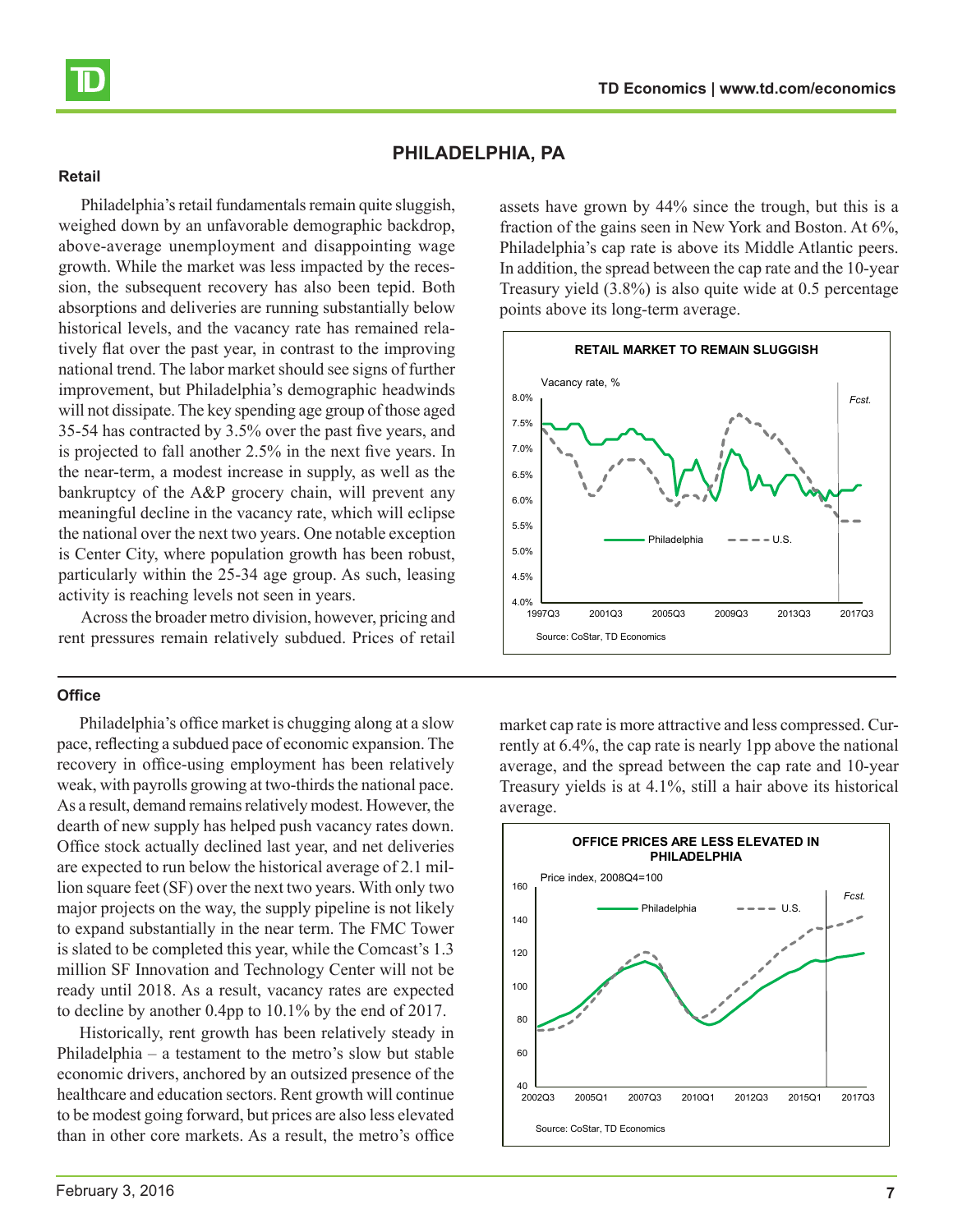## PHILADELPHIA, PA

### Retail

Philadelphia's retail fundamentals remain quite sluggish, weighed down by an unfavorable demographic backdrop, above-average unemployment and disappointing wage growth. While the market was less impacted by the recession, the subsequent recovery has also been tepid. Both absorptions and deliveries are running substantially below historical levels, and the vacancy rate has remained relatively flat over the past year, in contrast to the improving national trend. The labor market should see signs of further improvement, but Philadelphia's demographic headwinds will not dissipate. The key spending age group of those aged 35-54 has contracted by 3.5% over the past five years, and is projected to fall another 2.5% in the next five years. In the near-term, a modest increase in supply, as well as the bankruptcy of the A&P grocery chain, will prevent any meaningful decline in the vacancy rate, which will eclipse the national over the next two years. One notable exception is Center City, where population growth has been robust, particularly within the 25-34 age group. As such, leasing activity is reaching levels not seen in years.

Across the broader metro division, however, pricing and rent pressures remain relatively subdued. Prices of retail assets have grown by 44% since the trough, but this is a fraction of the gains seen in New York and Boston. At 6%, Philadelphia's cap rate is above its Middle Atlantic peers. In addition, the spread between the cap rate and the 10-year Treasury yield (3.8%) is also quite wide at 0.5 percentage points above its long-term average.

**RETAIL MARKET TO REMAIN SLUGGISH**

Vacancy rate, % — Philadelphia vs. U.S., 1997Q3–2017Q3 (Fcst.)

Source: CoStar, TD Economics

### Office

Philadelphia's office market is chugging along at a slow pace, reflecting a subdued pace of economic expansion. The recovery in office-using employment has been relatively weak, with payrolls growing at two-thirds the national pace. As a result, demand remains relatively modest. However, the dearth of new supply has helped push vacancy rates down. Office stock actually declined last year, and net deliveries are expected to run below the historical average of 2.1 million square feet (SF) over the next two years. With only two major projects on the way, the supply pipeline is not likely to expand substantially in the near term. The FMC Tower is slated to be completed this year, while the Comcast's 1.3 million SF Innovation and Technology Center will not be ready until 2018. As a result, vacancy rates are expected to decline by another 0.4pp to 10.1% by the end of 2017.

Historically, rent growth has been relatively steady in Philadelphia – a testament to the metro's slow but stable economic drivers, anchored by an outsized presence of the healthcare and education sectors. Rent growth will continue to be modest going forward, but prices are also less elevated than in other core markets. As a result, the metro's office market cap rate is more attractive and less compressed. Currently at 6.4%, the cap rate is nearly 1pp above the national average, and the spread between the cap rate and 10-year Treasury yields is at 4.1%, still a hair above its historical average.

**OFFICE PRICES ARE LESS ELEVATED IN PHILADELPHIA**

Price index, 2008Q4=100 — Philadelphia vs. U.S., 2002Q3–2017Q3 (Fcst.)

Source: CoStar, TD Economics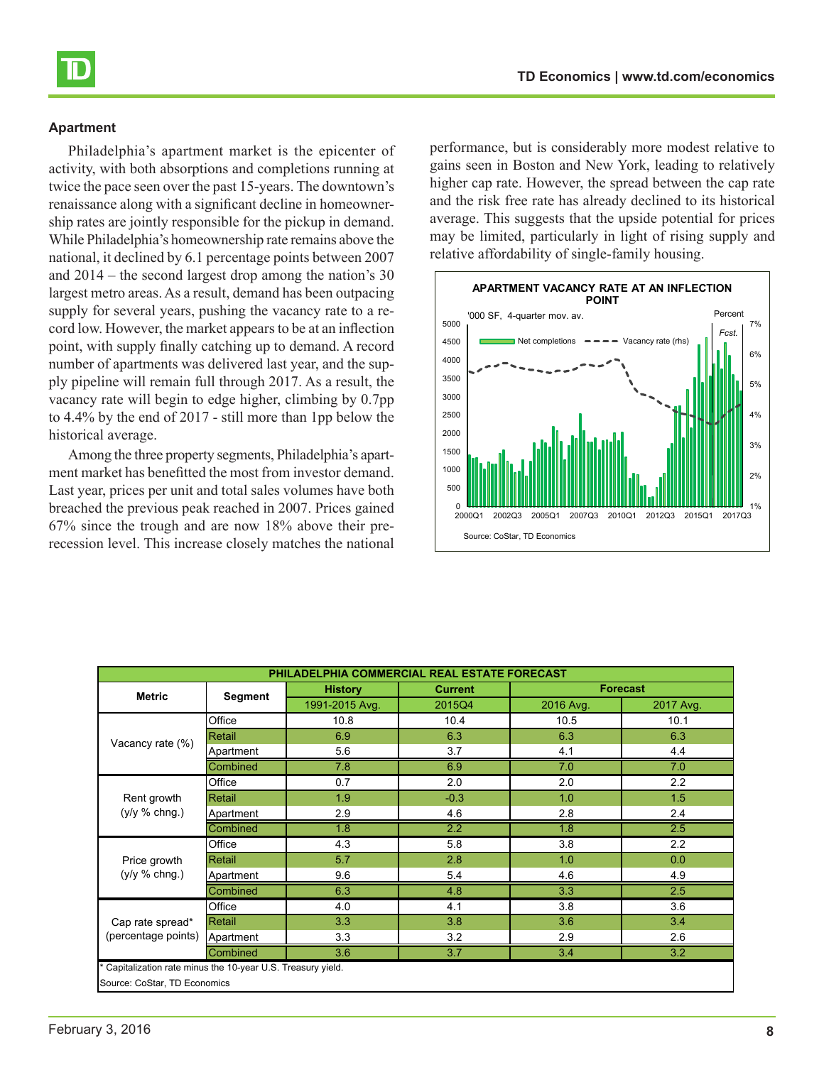### Apartment

Philadelphia's apartment market is the epicenter of activity, with both absorptions and completions running at twice the pace seen over the past 15-years. The downtown's renaissance along with a significant decline in homeownership rates are jointly responsible for the pickup in demand. While Philadelphia's homeownership rate remains above the national, it declined by 6.1 percentage points between 2007 and 2014 – the second largest drop among the nation's 30 largest metro areas. As a result, demand has been outpacing supply for several years, pushing the vacancy rate to a record low. However, the market appears to be at an inflection point, with supply finally catching up to demand. A record number of apartments was delivered last year, and the supply pipeline will remain full through 2017. As a result, the vacancy rate will begin to edge higher, climbing by 0.7pp to 4.4% by the end of 2017 - still more than 1pp below the historical average.

Among the three property segments, Philadelphia's apartment market has benefitted the most from investor demand. Last year, prices per unit and total sales volumes have both breached the previous peak reached in 2007. Prices gained 67% since the trough and are now 18% above their pre-recession level. This increase closely matches the national performance, but is considerably more modest relative to gains seen in Boston and New York, leading to relatively higher cap rate. However, the spread between the cap rate and the risk free rate has already declined to its historical average. This suggests that the upside potential for prices may be limited, particularly in light of rising supply and relative affordability of single-family housing.

**APARTMENT VACANCY RATE AT AN INFLECTION POINT**

'000 SF, 4-quarter mov. av. — Net completions; Vacancy rate (rhs), Percent; Fcst.

Source: CoStar, TD Economics

| PHILADELPHIA COMMERCIAL REAL ESTATE FORECAST | | | | | |
|---|---|---|---|---|---|
| Metric | Segment | History | Current | Forecast | |
| | | 1991-2015 Avg. | 2015Q4 | 2016 Avg. | 2017 Avg. |
| Vacancy rate (%) | Office | 10.8 | 10.4 | 10.5 | 10.1 |
| | Retail | 6.9 | 6.3 | 6.3 | 6.3 |
| | Apartment | 5.6 | 3.7 | 4.1 | 4.4 |
| | Combined | 7.8 | 6.9 | 7.0 | 7.0 |
| Rent growth (y/y % chng.) | Office | 0.7 | 2.0 | 2.0 | 2.2 |
| | Retail | 1.9 | -0.3 | 1.0 | 1.5 |
| | Apartment | 2.9 | 4.6 | 2.8 | 2.4 |
| | Combined | 1.8 | 2.2 | 1.8 | 2.5 |
| Price growth (y/y % chng.) | Office | 4.3 | 5.8 | 3.8 | 2.2 |
| | Retail | 5.7 | 2.8 | 1.0 | 0.0 |
| | Apartment | 9.6 | 5.4 | 4.6 | 4.9 |
| | Combined | 6.3 | 4.8 | 3.3 | 2.5 |
| Cap rate spread* (percentage points) | Office | 4.0 | 4.1 | 3.8 | 3.6 |
| | Retail | 3.3 | 3.8 | 3.6 | 3.4 |
| | Apartment | 3.3 | 3.2 | 2.9 | 2.6 |
| | Combined | 3.6 | 3.7 | 3.4 | 3.2 |

* Capitalization rate minus the 10-year U.S. Treasury yield.

Source: CoStar, TD Economics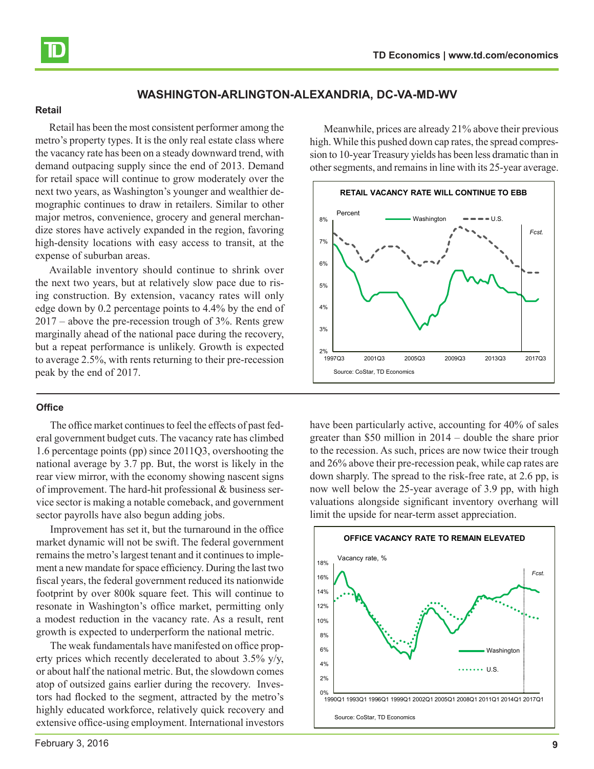## WASHINGTON-ARLINGTON-ALEXANDRIA, DC-VA-MD-WV

### Retail

Retail has been the most consistent performer among the metro's property types. It is the only real estate class where the vacancy rate has been on a steady downward trend, with demand outpacing supply since the end of 2013. Demand for retail space will continue to grow moderately over the next two years, as Washington's younger and wealthier demographic continues to draw in retailers. Similar to other major metros, convenience, grocery and general merchandize stores have actively expanded in the region, favoring high-density locations with easy access to transit, at the expense of suburban areas.

Available inventory should continue to shrink over the next two years, but at relatively slow pace due to rising construction. By extension, vacancy rates will only edge down by 0.2 percentage points to 4.4% by the end of 2017 – above the pre-recession trough of 3%. Rents grew marginally ahead of the national pace during the recovery, but a repeat performance is unlikely. Growth is expected to average 2.5%, with rents returning to their pre-recession peak by the end of 2017.

Meanwhile, prices are already 21% above their previous high. While this pushed down cap rates, the spread compression to 10-year Treasury yields has been less dramatic than in other segments, and remains in line with its 25-year average.

**RETAIL VACANCY RATE WILL CONTINUE TO EBB**

Source: CoStar, TD Economics

### Office

The office market continues to feel the effects of past federal government budget cuts. The vacancy rate has climbed 1.6 percentage points (pp) since 2011Q3, overshooting the national average by 3.7 pp. But, the worst is likely in the rear view mirror, with the economy showing nascent signs of improvement. The hard-hit professional & business service sector is making a notable comeback, and government sector payrolls have also begun adding jobs.

Improvement has set it, but the turnaround in the office market dynamic will not be swift. The federal government remains the metro's largest tenant and it continues to implement a new mandate for space efficiency. During the last two fiscal years, the federal government reduced its nationwide footprint by over 800k square feet. This will continue to resonate in Washington's office market, permitting only a modest reduction in the vacancy rate. As a result, rent growth is expected to underperform the national metric.

The weak fundamentals have manifested on office property prices which recently decelerated to about 3.5% y/y, or about half the national metric. But, the slowdown comes atop of outsized gains earlier during the recovery. Investors had flocked to the segment, attracted by the metro's highly educated workforce, relatively quick recovery and extensive office-using employment. International investors have been particularly active, accounting for 40% of sales greater than \$50 million in 2014 – double the share prior to the recession. As such, prices are now twice their trough and 26% above their pre-recession peak, while cap rates are down sharply. The spread to the risk-free rate, at 2.6 pp, is now well below the 25-year average of 3.9 pp, with high valuations alongside significant inventory overhang will limit the upside for near-term asset appreciation.

**OFFICE VACANCY RATE TO REMAIN ELEVATED**

Source: CoStar, TD Economics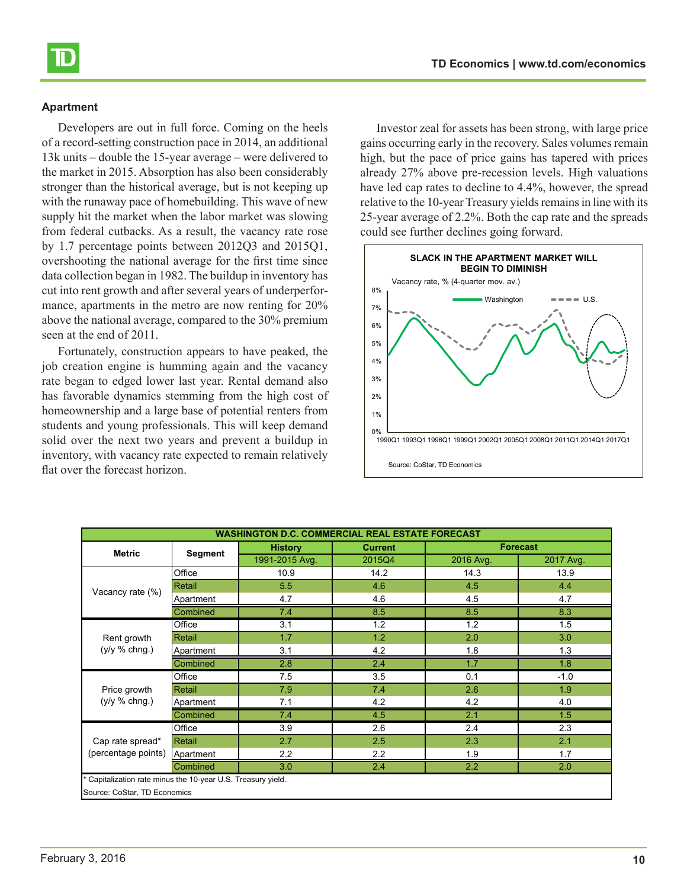### Apartment

Developers are out in full force. Coming on the heels of a record-setting construction pace in 2014, an additional 13k units – double the 15-year average – were delivered to the market in 2015. Absorption has also been considerably stronger than the historical average, but is not keeping up with the runaway pace of homebuilding. This wave of new supply hit the market when the labor market was slowing from federal cutbacks. As a result, the vacancy rate rose by 1.7 percentage points between 2012Q3 and 2015Q1, overshooting the national average for the first time since data collection began in 1982. The buildup in inventory has cut into rent growth and after several years of underperformance, apartments in the metro are now renting for 20% above the national average, compared to the 30% premium seen at the end of 2011.

Fortunately, construction appears to have peaked, the job creation engine is humming again and the vacancy rate began to edged lower last year. Rental demand also has favorable dynamics stemming from the high cost of homeownership and a large base of potential renters from students and young professionals. This will keep demand solid over the next two years and prevent a buildup in inventory, with vacancy rate expected to remain relatively flat over the forecast horizon.

Investor zeal for assets has been strong, with large price gains occurring early in the recovery. Sales volumes remain high, but the pace of price gains has tapered with prices already 27% above pre-recession levels. High valuations have led cap rates to decline to 4.4%, however, the spread relative to the 10-year Treasury yields remains in line with its 25-year average of 2.2%. Both the cap rate and the spreads could see further declines going forward.

**SLACK IN THE APARTMENT MARKET WILL BEGIN TO DIMINISH**

Vacancy rate, % (4-quarter mov. av.)

Source: CoStar, TD Economics

| WASHINGTON D.C. COMMERCIAL REAL ESTATE FORECAST | | | | | |
|---|---|---|---|---|---|
| Metric | Segment | History | Current | Forecast | |
| | | 1991-2015 Avg. | 2015Q4 | 2016 Avg. | 2017 Avg. |
| Vacancy rate (%) | Office | 10.9 | 14.2 | 14.3 | 13.9 |
| | Retail | 5.5 | 4.6 | 4.5 | 4.4 |
| | Apartment | 4.7 | 4.6 | 4.5 | 4.7 |
| | Combined | 7.4 | 8.5 | 8.5 | 8.3 |
| Rent growth (y/y % chng.) | Office | 3.1 | 1.2 | 1.2 | 1.5 |
| | Retail | 1.7 | 1.2 | 2.0 | 3.0 |
| | Apartment | 3.1 | 4.2 | 1.8 | 1.3 |
| | Combined | 2.8 | 2.4 | 1.7 | 1.8 |
| Price growth (y/y % chng.) | Office | 7.5 | 3.5 | 0.1 | -1.0 |
| | Retail | 7.9 | 7.4 | 2.6 | 1.9 |
| | Apartment | 7.1 | 4.2 | 4.2 | 4.0 |
| | Combined | 7.4 | 4.5 | 2.1 | 1.5 |
| Cap rate spread* (percentage points) | Office | 3.9 | 2.6 | 2.4 | 2.3 |
| | Retail | 2.7 | 2.5 | 2.3 | 2.1 |
| | Apartment | 2.2 | 2.2 | 1.9 | 1.7 |
| | Combined | 3.0 | 2.4 | 2.2 | 2.0 |

\* Capitalization rate minus the 10-year U.S. Treasury yield.

Source: CoStar, TD Economics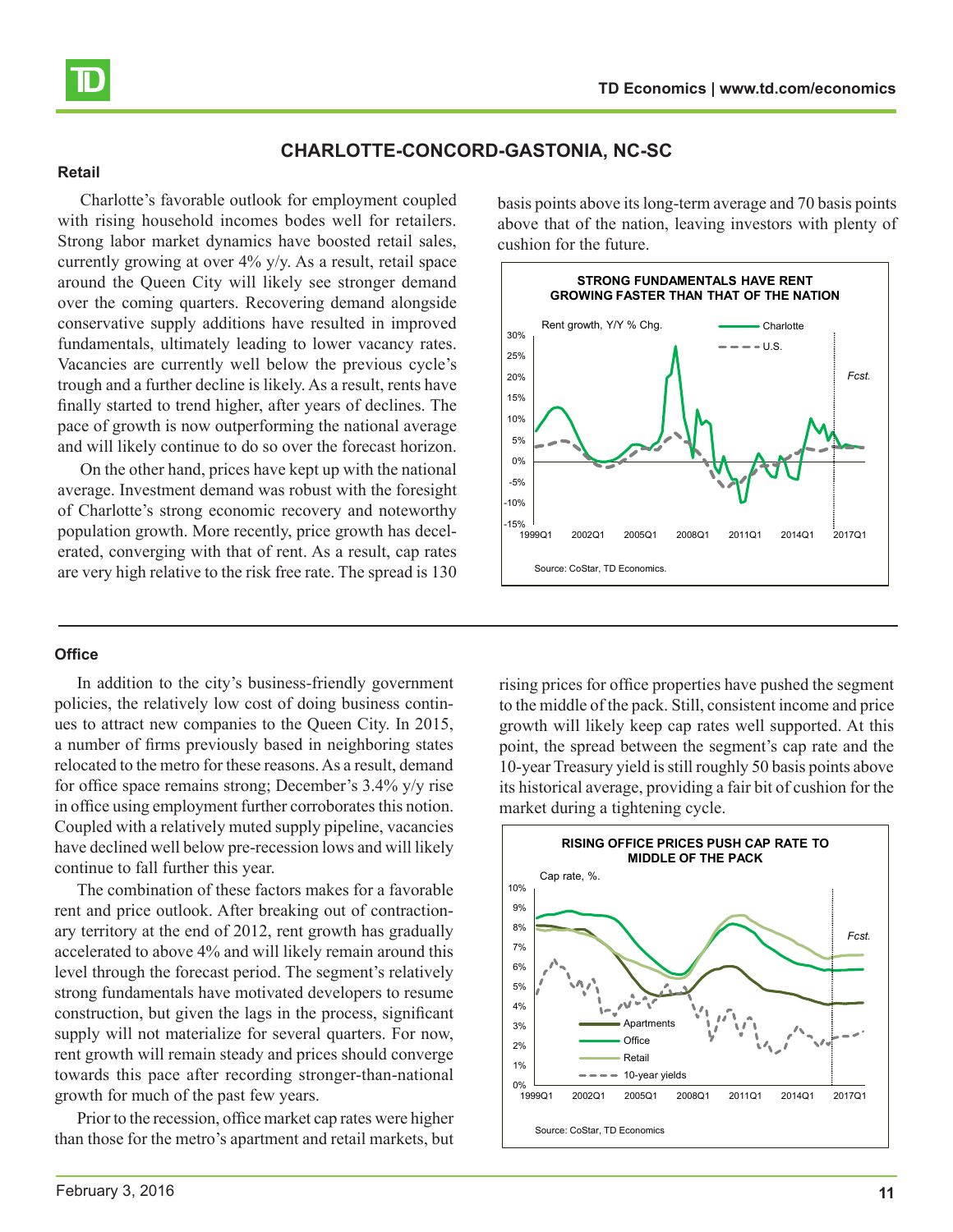## CHARLOTTE-CONCORD-GASTONIA, NC-SC

### Retail

Charlotte's favorable outlook for employment coupled with rising household incomes bodes well for retailers. Strong labor market dynamics have boosted retail sales, currently growing at over 4% y/y. As a result, retail space around the Queen City will likely see stronger demand over the coming quarters. Recovering demand alongside conservative supply additions have resulted in improved fundamentals, ultimately leading to lower vacancy rates. Vacancies are currently well below the previous cycle's trough and a further decline is likely. As a result, rents have finally started to trend higher, after years of declines. The pace of growth is now outperforming the national average and will likely continue to do so over the forecast horizon.

On the other hand, prices have kept up with the national average. Investment demand was robust with the foresight of Charlotte's strong economic recovery and noteworthy population growth. More recently, price growth has decelerated, converging with that of rent. As a result, cap rates are very high relative to the risk free rate. The spread is 130 basis points above its long-term average and 70 basis points above that of the nation, leaving investors with plenty of cushion for the future.

**STRONG FUNDAMENTALS HAVE RENT GROWING FASTER THAN THAT OF THE NATION**

Rent growth, Y/Y % Chg. — Charlotte; U.S. — Fcst.

Source: CoStar, TD Economics.

### Office

In addition to the city's business-friendly government policies, the relatively low cost of doing business continues to attract new companies to the Queen City. In 2015, a number of firms previously based in neighboring states relocated to the metro for these reasons. As a result, demand for office space remains strong; December's 3.4% y/y rise in office using employment further corroborates this notion. Coupled with a relatively muted supply pipeline, vacancies have declined well below pre-recession lows and will likely continue to fall further this year.

The combination of these factors makes for a favorable rent and price outlook. After breaking out of contractionary territory at the end of 2012, rent growth has gradually accelerated to above 4% and will likely remain around this level through the forecast period. The segment's relatively strong fundamentals have motivated developers to resume construction, but given the lags in the process, significant supply will not materialize for several quarters. For now, rent growth will remain steady and prices should converge towards this pace after recording stronger-than-national growth for much of the past few years.

Prior to the recession, office market cap rates were higher than those for the metro's apartment and retail markets, but rising prices for office properties have pushed the segment to the middle of the pack. Still, consistent income and price growth will likely keep cap rates well supported. At this point, the spread between the segment's cap rate and the 10-year Treasury yield is still roughly 50 basis points above its historical average, providing a fair bit of cushion for the market during a tightening cycle.

**RISING OFFICE PRICES PUSH CAP RATE TO MIDDLE OF THE PACK**

Cap rate, %. — Apartments; Office; Retail; 10-year yields — Fcst.

Source: CoStar, TD Economics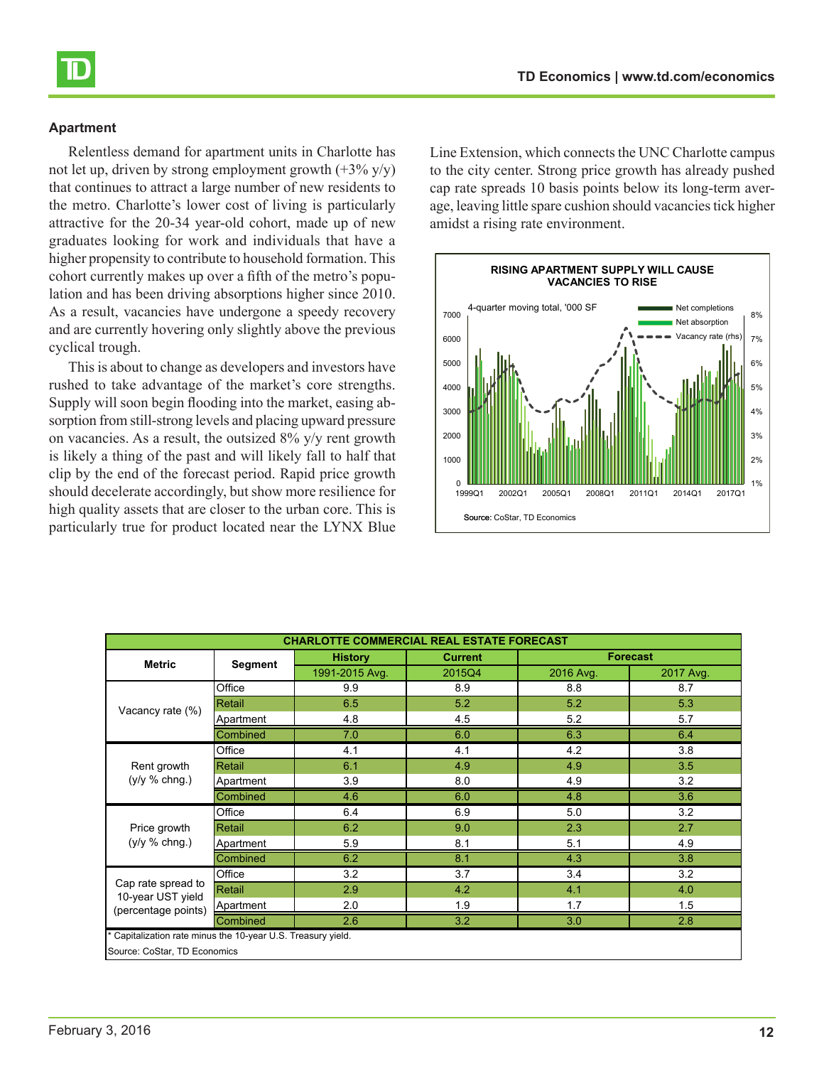### Apartment

Relentless demand for apartment units in Charlotte has not let up, driven by strong employment growth (+3% y/y) that continues to attract a large number of new residents to the metro. Charlotte's lower cost of living is particularly attractive for the 20-34 year-old cohort, made up of new graduates looking for work and individuals that have a higher propensity to contribute to household formation. This cohort currently makes up over a fifth of the metro's population and has been driving absorptions higher since 2010. As a result, vacancies have undergone a speedy recovery and are currently hovering only slightly above the previous cyclical trough.

This is about to change as developers and investors have rushed to take advantage of the market's core strengths. Supply will soon begin flooding into the market, easing absorption from still-strong levels and placing upward pressure on vacancies. As a result, the outsized 8% y/y rent growth is likely a thing of the past and will likely fall to half that clip by the end of the forecast period. Rapid price growth should decelerate accordingly, but show more resilience for high quality assets that are closer to the urban core. This is particularly true for product located near the LYNX Blue Line Extension, which connects the UNC Charlotte campus to the city center. Strong price growth has already pushed cap rate spreads 10 basis points below its long-term average, leaving little spare cushion should vacancies tick higher amidst a rising rate environment.

**RISING APARTMENT SUPPLY WILL CAUSE VACANCIES TO RISE**

4-quarter moving total, '000 SF — Net completions; Net absorption; Vacancy rate (rhs)

Source: CoStar, TD Economics

| CHARLOTTE COMMERCIAL REAL ESTATE FORECAST | | | | | |
|---|---|---|---|---|---|
| **Metric** | **Segment** | **History** | **Current** | **Forecast** | |
| | | 1991-2015 Avg. | 2015Q4 | 2016 Avg. | 2017 Avg. |
| Vacancy rate (%) | Office | 9.9 | 8.9 | 8.8 | 8.7 |
| | Retail | 6.5 | 5.2 | 5.2 | 5.3 |
| | Apartment | 4.8 | 4.5 | 5.2 | 5.7 |
| | Combined | 7.0 | 6.0 | 6.3 | 6.4 |
| Rent growth (y/y % chng.) | Office | 4.1 | 4.1 | 4.2 | 3.8 |
| | Retail | 6.1 | 4.9 | 4.9 | 3.5 |
| | Apartment | 3.9 | 8.0 | 4.9 | 3.2 |
| | Combined | 4.6 | 6.0 | 4.8 | 3.6 |
| Price growth (y/y % chng.) | Office | 6.4 | 6.9 | 5.0 | 3.2 |
| | Retail | 6.2 | 9.0 | 2.3 | 2.7 |
| | Apartment | 5.9 | 8.1 | 5.1 | 4.9 |
| | Combined | 6.2 | 8.1 | 4.3 | 3.8 |
| Cap rate spread to 10-year UST yield (percentage points) | Office | 3.2 | 3.7 | 3.4 | 3.2 |
| | Retail | 2.9 | 4.2 | 4.1 | 4.0 |
| | Apartment | 2.0 | 1.9 | 1.7 | 1.5 |
| | Combined | 2.6 | 3.2 | 3.0 | 2.8 |

* Capitalization rate minus the 10-year U.S. Treasury yield.

Source: CoStar, TD Economics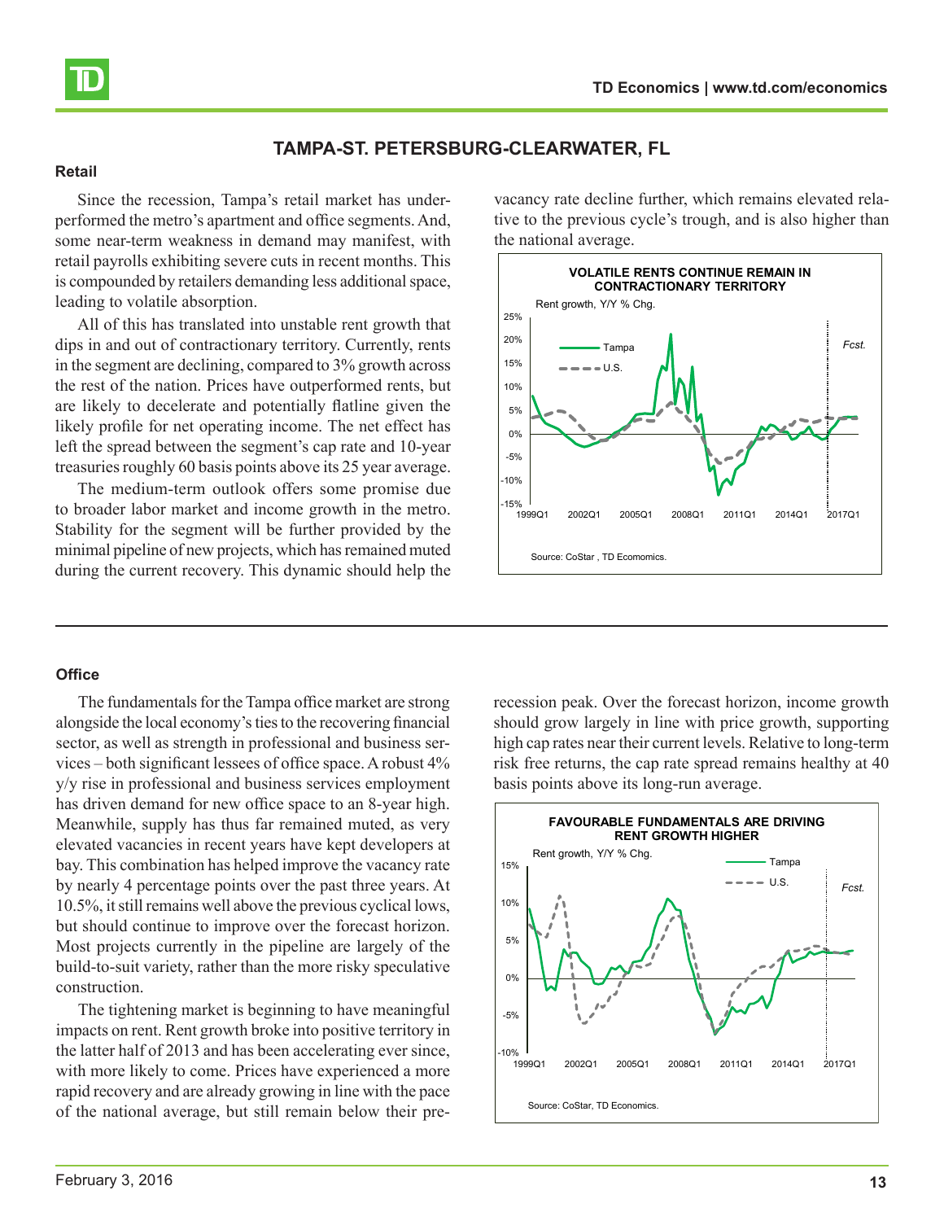## TAMPA-ST. PETERSBURG-CLEARWATER, FL

### Retail

Since the recession, Tampa's retail market has underperformed the metro's apartment and office segments. And, some near-term weakness in demand may manifest, with retail payrolls exhibiting severe cuts in recent months. This is compounded by retailers demanding less additional space, leading to volatile absorption.

All of this has translated into unstable rent growth that dips in and out of contractionary territory. Currently, rents in the segment are declining, compared to 3% growth across the rest of the nation. Prices have outperformed rents, but are likely to decelerate and potentially flatline given the likely profile for net operating income. The net effect has left the spread between the segment's cap rate and 10-year treasuries roughly 60 basis points above its 25 year average.

The medium-term outlook offers some promise due to broader labor market and income growth in the metro. Stability for the segment will be further provided by the minimal pipeline of new projects, which has remained muted during the current recovery. This dynamic should help the vacancy rate decline further, which remains elevated relative to the previous cycle's trough, and is also higher than the national average.

**VOLATILE RENTS CONTINUE REMAIN IN CONTRACTIONARY TERRITORY**

Rent growth, Y/Y % Chg.

Source: CoStar , TD Ecomomics.

### Office

The fundamentals for the Tampa office market are strong alongside the local economy's ties to the recovering financial sector, as well as strength in professional and business services – both significant lessees of office space. A robust 4% y/y rise in professional and business services employment has driven demand for new office space to an 8-year high. Meanwhile, supply has thus far remained muted, as very elevated vacancies in recent years have kept developers at bay. This combination has helped improve the vacancy rate by nearly 4 percentage points over the past three years. At 10.5%, it still remains well above the previous cyclical lows, but should continue to improve over the forecast horizon. Most projects currently in the pipeline are largely of the build-to-suit variety, rather than the more risky speculative construction.

The tightening market is beginning to have meaningful impacts on rent. Rent growth broke into positive territory in the latter half of 2013 and has been accelerating ever since, with more likely to come. Prices have experienced a more rapid recovery and are already growing in line with the pace of the national average, but still remain below their pre-recession peak. Over the forecast horizon, income growth should grow largely in line with price growth, supporting high cap rates near their current levels. Relative to long-term risk free returns, the cap rate spread remains healthy at 40 basis points above its long-run average.

**FAVOURABLE FUNDAMENTALS ARE DRIVING RENT GROWTH HIGHER**

Rent growth, Y/Y % Chg.

Source: CoStar, TD Economics.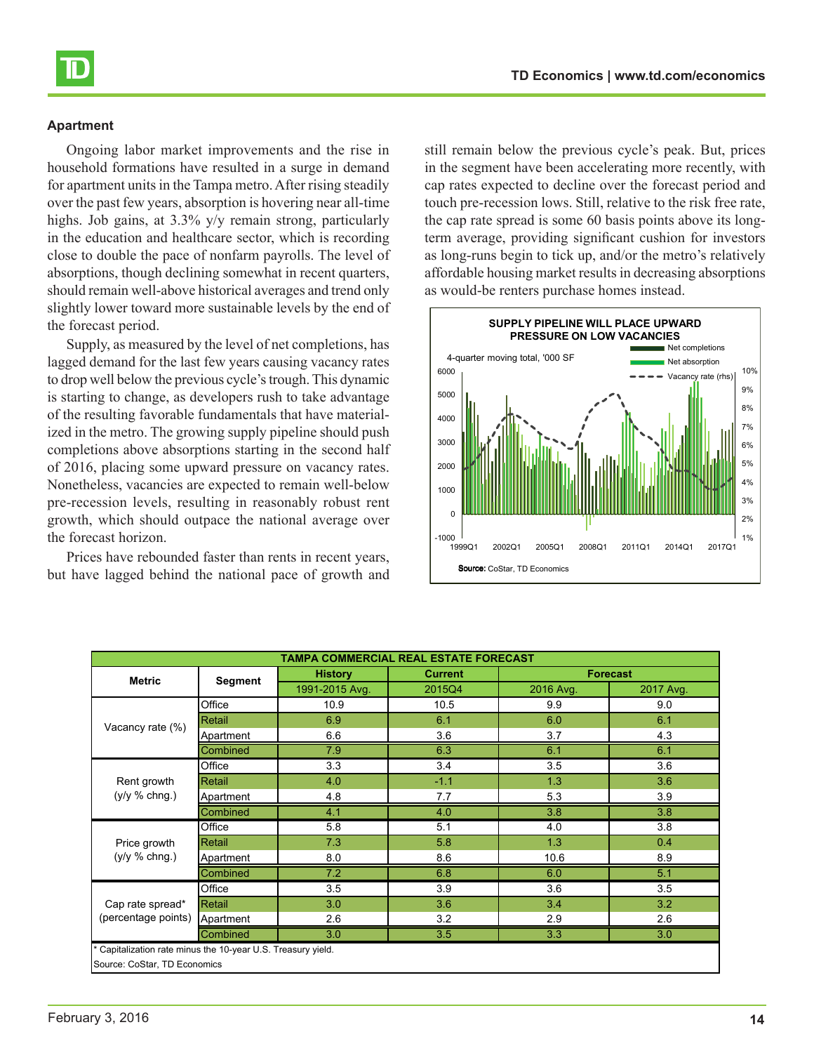## Apartment

Ongoing labor market improvements and the rise in household formations have resulted in a surge in demand for apartment units in the Tampa metro. After rising steadily over the past few years, absorption is hovering near all-time highs. Job gains, at 3.3% y/y remain strong, particularly in the education and healthcare sector, which is recording close to double the pace of nonfarm payrolls. The level of absorptions, though declining somewhat in recent quarters, should remain well-above historical averages and trend only slightly lower toward more sustainable levels by the end of the forecast period.

Supply, as measured by the level of net completions, has lagged demand for the last few years causing vacancy rates to drop well below the previous cycle's trough. This dynamic is starting to change, as developers rush to take advantage of the resulting favorable fundamentals that have materialized in the metro. The growing supply pipeline should push completions above absorptions starting in the second half of 2016, placing some upward pressure on vacancy rates. Nonetheless, vacancies are expected to remain well-below pre-recession levels, resulting in reasonably robust rent growth, which should outpace the national average over the forecast horizon.

Prices have rebounded faster than rents in recent years, but have lagged behind the national pace of growth and still remain below the previous cycle's peak. But, prices in the segment have been accelerating more recently, with cap rates expected to decline over the forecast period and touch pre-recession lows. Still, relative to the risk free rate, the cap rate spread is some 60 basis points above its long-term average, providing significant cushion for investors as long-runs begin to tick up, and/or the metro's relatively affordable housing market results in decreasing absorptions as would-be renters purchase homes instead.

**SUPPLY PIPELINE WILL PLACE UPWARD PRESSURE ON LOW VACANCIES**

4-quarter moving total, '000 SF

Legend: Net completions; Net absorption; Vacancy rate (rhs)

Source: CoStar, TD Economics

| TAMPA COMMERCIAL REAL ESTATE FORECAST | | | | | |
|---|---|---|---|---|---|
| Metric | Segment | History | Current | Forecast | |
| | | 1991-2015 Avg. | 2015Q4 | 2016 Avg. | 2017 Avg. |
| Vacancy rate (%) | Office | 10.9 | 10.5 | 9.9 | 9.0 |
| | Retail | 6.9 | 6.1 | 6.0 | 6.1 |
| | Apartment | 6.6 | 3.6 | 3.7 | 4.3 |
| | Combined | 7.9 | 6.3 | 6.1 | 6.1 |
| Rent growth (y/y % chng.) | Office | 3.3 | 3.4 | 3.5 | 3.6 |
| | Retail | 4.0 | -1.1 | 1.3 | 3.6 |
| | Apartment | 4.8 | 7.7 | 5.3 | 3.9 |
| | Combined | 4.1 | 4.0 | 3.8 | 3.8 |
| Price growth (y/y % chng.) | Office | 5.8 | 5.1 | 4.0 | 3.8 |
| | Retail | 7.3 | 5.8 | 1.3 | 0.4 |
| | Apartment | 8.0 | 8.6 | 10.6 | 8.9 |
| | Combined | 7.2 | 6.8 | 6.0 | 5.1 |
| Cap rate spread* (percentage points) | Office | 3.5 | 3.9 | 3.6 | 3.5 |
| | Retail | 3.0 | 3.6 | 3.4 | 3.2 |
| | Apartment | 2.6 | 3.2 | 2.9 | 2.6 |
| | Combined | 3.0 | 3.5 | 3.3 | 3.0 |

\* Capitalization rate minus the 10-year U.S. Treasury yield.
Source: CoStar, TD Economics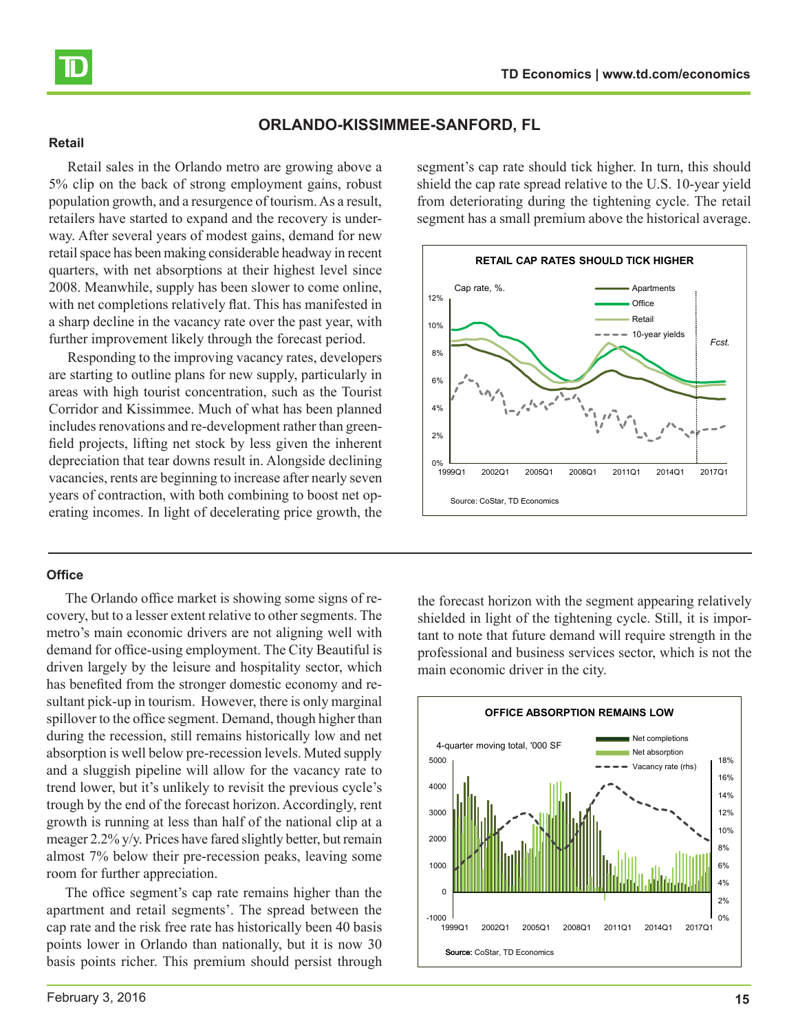## ORLANDO-KISSIMMEE-SANFORD, FL

### Retail

Retail sales in the Orlando metro are growing above a 5% clip on the back of strong employment gains, robust population growth, and a resurgence of tourism. As a result, retailers have started to expand and the recovery is underway. After several years of modest gains, demand for new retail space has been making considerable headway in recent quarters, with net absorptions at their highest level since 2008. Meanwhile, supply has been slower to come online, with net completions relatively flat. This has manifested in a sharp decline in the vacancy rate over the past year, with further improvement likely through the forecast period.

Responding to the improving vacancy rates, developers are starting to outline plans for new supply, particularly in areas with high tourist concentration, such as the Tourist Corridor and Kissimmee. Much of what has been planned includes renovations and re-development rather than greenfield projects, lifting net stock by less given the inherent depreciation that tear downs result in. Alongside declining vacancies, rents are beginning to increase after nearly seven years of contraction, with both combining to boost net operating incomes. In light of decelerating price growth, the segment's cap rate should tick higher. In turn, this should shield the cap rate spread relative to the U.S. 10-year yield from deteriorating during the tightening cycle. The retail segment has a small premium above the historical average.

**RETAIL CAP RATES SHOULD TICK HIGHER**

Cap rate, %. — Apartments, Office, Retail, 10-year yields; Fcst.

Source: CoStar, TD Economics

### Office

The Orlando office market is showing some signs of recovery, but to a lesser extent relative to other segments. The metro's main economic drivers are not aligning well with demand for office-using employment. The City Beautiful is driven largely by the leisure and hospitality sector, which has benefited from the stronger domestic economy and resultant pick-up in tourism. However, there is only marginal spillover to the office segment. Demand, though higher than during the recession, still remains historically low and net absorption is well below pre-recession levels. Muted supply and a sluggish pipeline will allow for the vacancy rate to trend lower, but it's unlikely to revisit the previous cycle's trough by the end of the forecast horizon. Accordingly, rent growth is running at less than half of the national clip at a meager 2.2% y/y. Prices have fared slightly better, but remain almost 7% below their pre-recession peaks, leaving some room for further appreciation.

The office segment's cap rate remains higher than the apartment and retail segments'. The spread between the cap rate and the risk free rate has historically been 40 basis points lower in Orlando than nationally, but it is now 30 basis points richer. This premium should persist through the forecast horizon with the segment appearing relatively shielded in light of the tightening cycle. Still, it is important to note that future demand will require strength in the professional and business services sector, which is not the main economic driver in the city.

**OFFICE ABSORPTION REMAINS LOW**

4-quarter moving total, '000 SF — Net completions, Net absorption, Vacancy rate (rhs)

**Source:** CoStar, TD Economics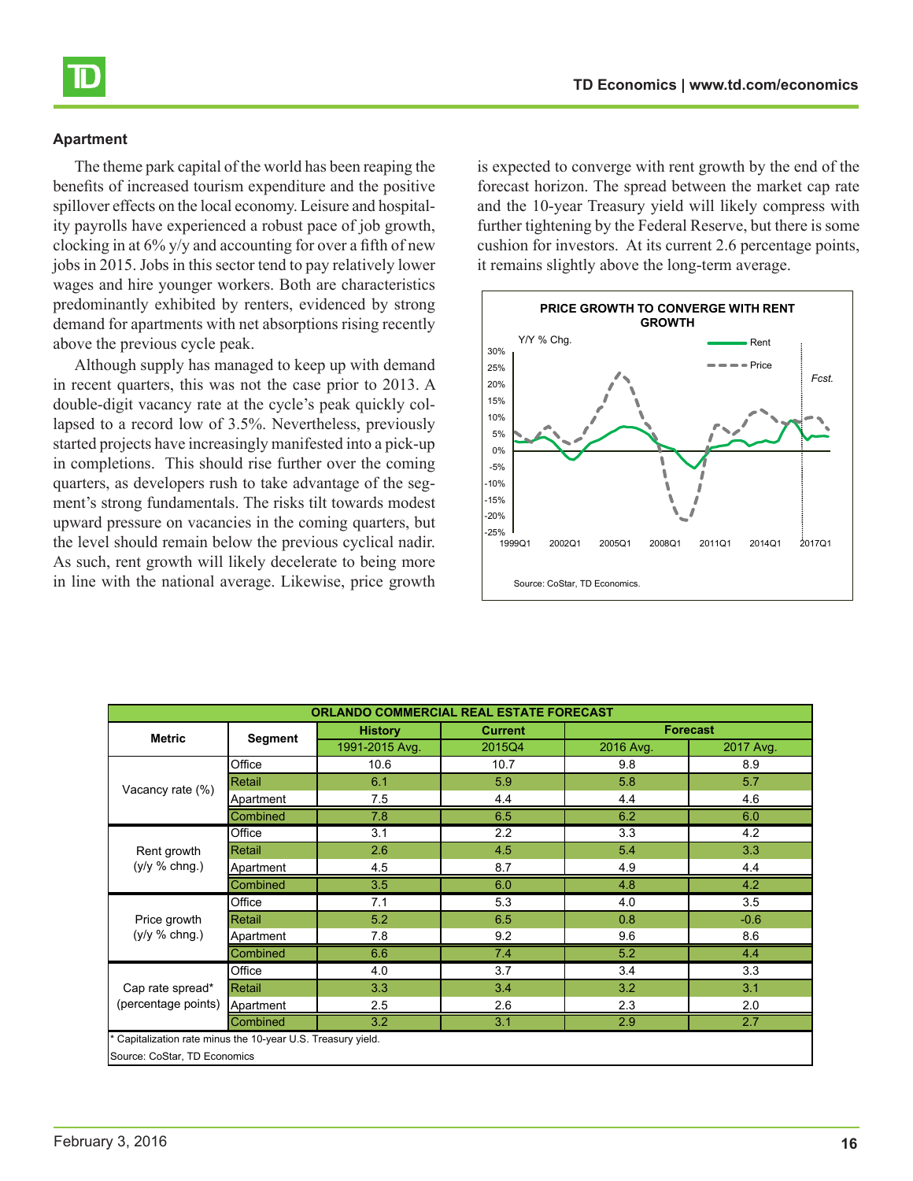### Apartment

The theme park capital of the world has been reaping the benefits of increased tourism expenditure and the positive spillover effects on the local economy. Leisure and hospitality payrolls have experienced a robust pace of job growth, clocking in at 6% y/y and accounting for over a fifth of new jobs in 2015. Jobs in this sector tend to pay relatively lower wages and hire younger workers. Both are characteristics predominantly exhibited by renters, evidenced by strong demand for apartments with net absorptions rising recently above the previous cycle peak.

Although supply has managed to keep up with demand in recent quarters, this was not the case prior to 2013. A double-digit vacancy rate at the cycle's peak quickly collapsed to a record low of 3.5%. Nevertheless, previously started projects have increasingly manifested into a pick-up in completions. This should rise further over the coming quarters, as developers rush to take advantage of the segment's strong fundamentals. The risks tilt towards modest upward pressure on vacancies in the coming quarters, but the level should remain below the previous cyclical nadir. As such, rent growth will likely decelerate to being more in line with the national average. Likewise, price growth is expected to converge with rent growth by the end of the forecast horizon. The spread between the market cap rate and the 10-year Treasury yield will likely compress with further tightening by the Federal Reserve, but there is some cushion for investors. At its current 2.6 percentage points, it remains slightly above the long-term average.

**PRICE GROWTH TO CONVERGE WITH RENT GROWTH**

Source: CoStar, TD Economics.

| ORLANDO COMMERCIAL REAL ESTATE FORECAST | | | | | |
|---|---|---|---|---|---|
| **Metric** | **Segment** | **History** | **Current** | **Forecast** | |
| | | 1991-2015 Avg. | 2015Q4 | 2016 Avg. | 2017 Avg. |
| Vacancy rate (%) | Office | 10.6 | 10.7 | 9.8 | 8.9 |
| | Retail | 6.1 | 5.9 | 5.8 | 5.7 |
| | Apartment | 7.5 | 4.4 | 4.4 | 4.6 |
| | Combined | 7.8 | 6.5 | 6.2 | 6.0 |
| Rent growth (y/y % chng.) | Office | 3.1 | 2.2 | 3.3 | 4.2 |
| | Retail | 2.6 | 4.5 | 5.4 | 3.3 |
| | Apartment | 4.5 | 8.7 | 4.9 | 4.4 |
| | Combined | 3.5 | 6.0 | 4.8 | 4.2 |
| Price growth (y/y % chng.) | Office | 7.1 | 5.3 | 4.0 | 3.5 |
| | Retail | 5.2 | 6.5 | 0.8 | -0.6 |
| | Apartment | 7.8 | 9.2 | 9.6 | 8.6 |
| | Combined | 6.6 | 7.4 | 5.2 | 4.4 |
| Cap rate spread* (percentage points) | Office | 4.0 | 3.7 | 3.4 | 3.3 |
| | Retail | 3.3 | 3.4 | 3.2 | 3.1 |
| | Apartment | 2.5 | 2.6 | 2.3 | 2.0 |
| | Combined | 3.2 | 3.1 | 2.9 | 2.7 |

* Capitalization rate minus the 10-year U.S. Treasury yield.

Source: CoStar, TD Economics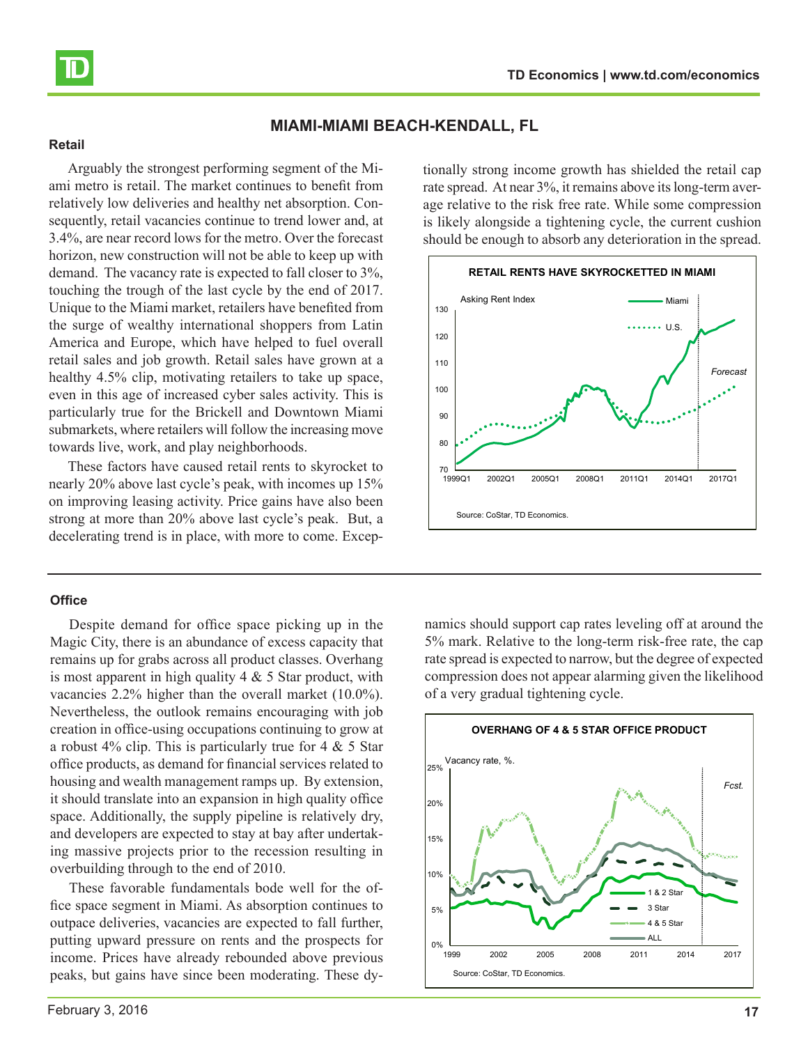## MIAMI-MIAMI BEACH-KENDALL, FL

### Retail

Arguably the strongest performing segment of the Miami metro is retail. The market continues to benefit from relatively low deliveries and healthy net absorption. Consequently, retail vacancies continue to trend lower and, at 3.4%, are near record lows for the metro. Over the forecast horizon, new construction will not be able to keep up with demand. The vacancy rate is expected to fall closer to 3%, touching the trough of the last cycle by the end of 2017. Unique to the Miami market, retailers have benefited from the surge of wealthy international shoppers from Latin America and Europe, which have helped to fuel overall retail sales and job growth. Retail sales have grown at a healthy 4.5% clip, motivating retailers to take up space, even in this age of increased cyber sales activity. This is particularly true for the Brickell and Downtown Miami submarkets, where retailers will follow the increasing move towards live, work, and play neighborhoods.

These factors have caused retail rents to skyrocket to nearly 20% above last cycle's peak, with incomes up 15% on improving leasing activity. Price gains have also been strong at more than 20% above last cycle's peak. But, a decelerating trend is in place, with more to come. Exceptionally strong income growth has shielded the retail cap rate spread. At near 3%, it remains above its long-term average relative to the risk free rate. While some compression is likely alongside a tightening cycle, the current cushion should be enough to absorb any deterioration in the spread.

**RETAIL RENTS HAVE SKYROCKETTED IN MIAMI**

Source: CoStar, TD Economics.

### Office

Despite demand for office space picking up in the Magic City, there is an abundance of excess capacity that remains up for grabs across all product classes. Overhang is most apparent in high quality 4 & 5 Star product, with vacancies 2.2% higher than the overall market (10.0%). Nevertheless, the outlook remains encouraging with job creation in office-using occupations continuing to grow at a robust 4% clip. This is particularly true for 4 & 5 Star office products, as demand for financial services related to housing and wealth management ramps up. By extension, it should translate into an expansion in high quality office space. Additionally, the supply pipeline is relatively dry, and developers are expected to stay at bay after undertaking massive projects prior to the recession resulting in overbuilding through to the end of 2010.

These favorable fundamentals bode well for the office space segment in Miami. As absorption continues to outpace deliveries, vacancies are expected to fall further, putting upward pressure on rents and the prospects for income. Prices have already rebounded above previous peaks, but gains have since been moderating. These dynamics should support cap rates leveling off at around the 5% mark. Relative to the long-term risk-free rate, the cap rate spread is expected to narrow, but the degree of expected compression does not appear alarming given the likelihood of a very gradual tightening cycle.

**OVERHANG OF 4 & 5 STAR OFFICE PRODUCT**

Source: CoStar, TD Economics.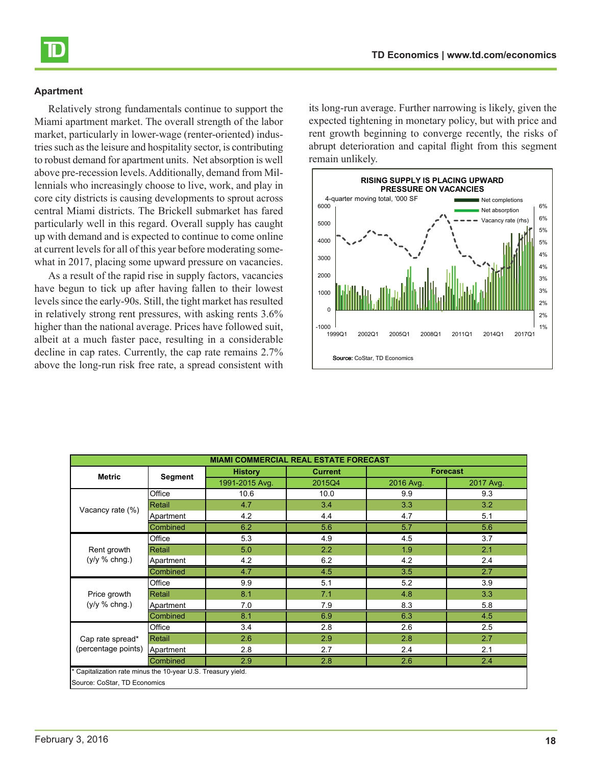## Apartment

Relatively strong fundamentals continue to support the Miami apartment market. The overall strength of the labor market, particularly in lower-wage (renter-oriented) industries such as the leisure and hospitality sector, is contributing to robust demand for apartment units. Net absorption is well above pre-recession levels. Additionally, demand from Millennials who increasingly choose to live, work, and play in core city districts is causing developments to sprout across central Miami districts. The Brickell submarket has fared particularly well in this regard. Overall supply has caught up with demand and is expected to continue to come online at current levels for all of this year before moderating somewhat in 2017, placing some upward pressure on vacancies.

As a result of the rapid rise in supply factors, vacancies have begun to tick up after having fallen to their lowest levels since the early-90s. Still, the tight market has resulted in relatively strong rent pressures, with asking rents 3.6% higher than the national average. Prices have followed suit, albeit at a much faster pace, resulting in a considerable decline in cap rates. Currently, the cap rate remains 2.7% above the long-run risk free rate, a spread consistent with its long-run average. Further narrowing is likely, given the expected tightening in monetary policy, but with price and rent growth beginning to converge recently, the risks of abrupt deterioration and capital flight from this segment remain unlikely.

**RISING SUPPLY IS PLACING UPWARD PRESSURE ON VACANCIES**

4-quarter moving total, '000 SF

Net completions / Net absorption / Vacancy rate (rhs)

Source: CoStar, TD Economics

| MIAMI COMMERCIAL REAL ESTATE FORECAST | | | | | |
|---|---|---|---|---|---|
| Metric | Segment | History | Current | Forecast | |
| | | 1991-2015 Avg. | 2015Q4 | 2016 Avg. | 2017 Avg. |
| Vacancy rate (%) | Office | 10.6 | 10.0 | 9.9 | 9.3 |
| | Retail | 4.7 | 3.4 | 3.3 | 3.2 |
| | Apartment | 4.2 | 4.4 | 4.7 | 5.1 |
| | Combined | 6.2 | 5.6 | 5.7 | 5.6 |
| Rent growth (y/y % chng.) | Office | 5.3 | 4.9 | 4.5 | 3.7 |
| | Retail | 5.0 | 2.2 | 1.9 | 2.1 |
| | Apartment | 4.2 | 6.2 | 4.2 | 2.4 |
| | Combined | 4.7 | 4.5 | 3.5 | 2.7 |
| Price growth (y/y % chng.) | Office | 9.9 | 5.1 | 5.2 | 3.9 |
| | Retail | 8.1 | 7.1 | 4.8 | 3.3 |
| | Apartment | 7.0 | 7.9 | 8.3 | 5.8 |
| | Combined | 8.1 | 6.9 | 6.3 | 4.5 |
| Cap rate spread* (percentage points) | Office | 3.4 | 2.8 | 2.6 | 2.5 |
| | Retail | 2.6 | 2.9 | 2.8 | 2.7 |
| | Apartment | 2.8 | 2.7 | 2.4 | 2.1 |
| | Combined | 2.9 | 2.8 | 2.6 | 2.4 |

* Capitalization rate minus the 10-year U.S. Treasury yield.

Source: CoStar, TD Economics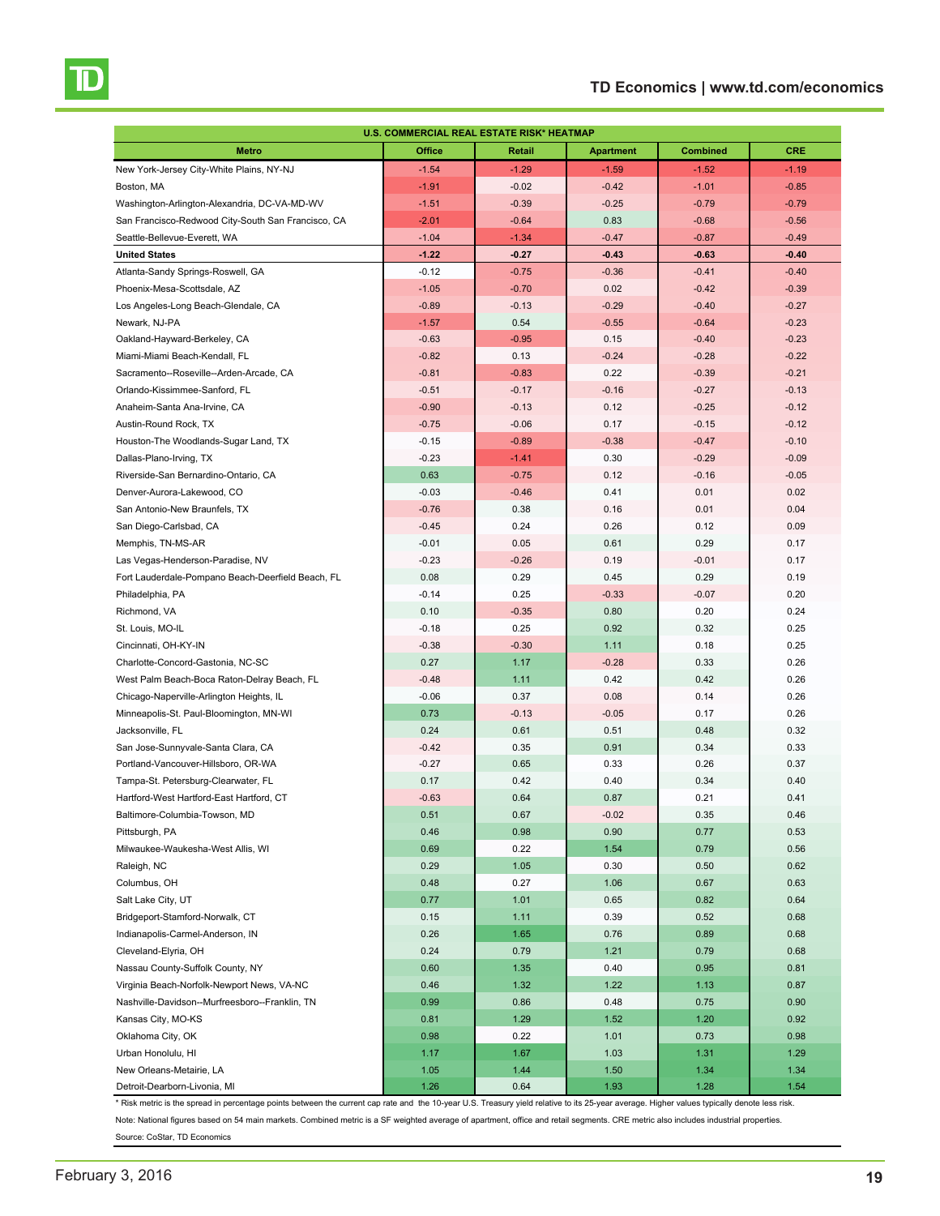| U.S. COMMERCIAL REAL ESTATE RISK* HEATMAP | | | | | |
|---|---|---|---|---|---|
| **Metro** | **Office** | **Retail** | **Apartment** | **Combined** | **CRE** |
| New York-Jersey City-White Plains, NY-NJ | -1.54 | -1.29 | -1.59 | -1.52 | -1.19 |
| Boston, MA | -1.91 | -0.02 | -0.42 | -1.01 | -0.85 |
| Washington-Arlington-Alexandria, DC-VA-MD-WV | -1.51 | -0.39 | -0.25 | -0.79 | -0.79 |
| San Francisco-Redwood City-South San Francisco, CA | -2.01 | -0.64 | 0.83 | -0.68 | -0.56 |
| Seattle-Bellevue-Everett, WA | -1.04 | -1.34 | -0.47 | -0.87 | -0.49 |
| **United States** | **-1.22** | **-0.27** | **-0.43** | **-0.63** | **-0.40** |
| Atlanta-Sandy Springs-Roswell, GA | -0.12 | -0.75 | -0.36 | -0.41 | -0.40 |
| Phoenix-Mesa-Scottsdale, AZ | -1.05 | -0.70 | 0.02 | -0.42 | -0.39 |
| Los Angeles-Long Beach-Glendale, CA | -0.89 | -0.13 | -0.29 | -0.40 | -0.27 |
| Newark, NJ-PA | -1.57 | 0.54 | -0.55 | -0.64 | -0.23 |
| Oakland-Hayward-Berkeley, CA | -0.63 | -0.95 | 0.15 | -0.40 | -0.23 |
| Miami-Miami Beach-Kendall, FL | -0.82 | 0.13 | -0.24 | -0.28 | -0.22 |
| Sacramento--Roseville--Arden-Arcade, CA | -0.81 | -0.83 | 0.22 | -0.39 | -0.21 |
| Orlando-Kissimmee-Sanford, FL | -0.51 | -0.17 | -0.16 | -0.27 | -0.13 |
| Anaheim-Santa Ana-Irvine, CA | -0.90 | -0.13 | 0.12 | -0.25 | -0.12 |
| Austin-Round Rock, TX | -0.75 | -0.06 | 0.17 | -0.15 | -0.12 |
| Houston-The Woodlands-Sugar Land, TX | -0.15 | -0.89 | -0.38 | -0.47 | -0.10 |
| Dallas-Plano-Irving, TX | -0.23 | -1.41 | 0.30 | -0.29 | -0.09 |
| Riverside-San Bernardino-Ontario, CA | 0.63 | -0.75 | 0.12 | -0.16 | -0.05 |
| Denver-Aurora-Lakewood, CO | -0.03 | -0.46 | 0.41 | 0.01 | 0.02 |
| San Antonio-New Braunfels, TX | -0.76 | 0.38 | 0.16 | 0.01 | 0.04 |
| San Diego-Carlsbad, CA | -0.45 | 0.24 | 0.26 | 0.12 | 0.09 |
| Memphis, TN-MS-AR | -0.01 | 0.05 | 0.61 | 0.29 | 0.17 |
| Las Vegas-Henderson-Paradise, NV | -0.23 | -0.26 | 0.19 | -0.01 | 0.17 |
| Fort Lauderdale-Pompano Beach-Deerfield Beach, FL | 0.08 | 0.29 | 0.45 | 0.29 | 0.19 |
| Philadelphia, PA | -0.14 | 0.25 | -0.33 | -0.07 | 0.20 |
| Richmond, VA | 0.10 | -0.35 | 0.80 | 0.20 | 0.24 |
| St. Louis, MO-IL | -0.18 | 0.25 | 0.92 | 0.32 | 0.25 |
| Cincinnati, OH-KY-IN | -0.38 | -0.30 | 1.11 | 0.18 | 0.25 |
| Charlotte-Concord-Gastonia, NC-SC | 0.27 | 1.17 | -0.28 | 0.33 | 0.26 |
| West Palm Beach-Boca Raton-Delray Beach, FL | -0.48 | 1.11 | 0.42 | 0.42 | 0.26 |
| Chicago-Naperville-Arlington Heights, IL | -0.06 | 0.37 | 0.08 | 0.14 | 0.26 |
| Minneapolis-St. Paul-Bloomington, MN-WI | 0.73 | -0.13 | -0.05 | 0.17 | 0.26 |
| Jacksonville, FL | 0.24 | 0.61 | 0.51 | 0.48 | 0.32 |
| San Jose-Sunnyvale-Santa Clara, CA | -0.42 | 0.35 | 0.91 | 0.34 | 0.33 |
| Portland-Vancouver-Hillsboro, OR-WA | -0.27 | 0.65 | 0.33 | 0.26 | 0.37 |
| Tampa-St. Petersburg-Clearwater, FL | 0.17 | 0.42 | 0.40 | 0.34 | 0.40 |
| Hartford-West Hartford-East Hartford, CT | -0.63 | 0.64 | 0.87 | 0.21 | 0.41 |
| Baltimore-Columbia-Towson, MD | 0.51 | 0.67 | -0.02 | 0.35 | 0.46 |
| Pittsburgh, PA | 0.46 | 0.98 | 0.90 | 0.77 | 0.53 |
| Milwaukee-Waukesha-West Allis, WI | 0.69 | 0.22 | 1.54 | 0.79 | 0.56 |
| Raleigh, NC | 0.29 | 1.05 | 0.30 | 0.50 | 0.62 |
| Columbus, OH | 0.48 | 0.27 | 1.06 | 0.67 | 0.63 |
| Salt Lake City, UT | 0.77 | 1.01 | 0.65 | 0.82 | 0.64 |
| Bridgeport-Stamford-Norwalk, CT | 0.15 | 1.11 | 0.39 | 0.52 | 0.68 |
| Indianapolis-Carmel-Anderson, IN | 0.26 | 1.65 | 0.76 | 0.89 | 0.68 |
| Cleveland-Elyria, OH | 0.24 | 0.79 | 1.21 | 0.79 | 0.68 |
| Nassau County-Suffolk County, NY | 0.60 | 1.35 | 0.40 | 0.95 | 0.81 |
| Virginia Beach-Norfolk-Newport News, VA-NC | 0.46 | 1.32 | 1.22 | 1.13 | 0.87 |
| Nashville-Davidson--Murfreesboro--Franklin, TN | 0.99 | 0.86 | 0.48 | 0.75 | 0.90 |
| Kansas City, MO-KS | 0.81 | 1.29 | 1.52 | 1.20 | 0.92 |
| Oklahoma City, OK | 0.98 | 0.22 | 1.01 | 0.73 | 0.98 |
| Urban Honolulu, HI | 1.17 | 1.67 | 1.03 | 1.31 | 1.29 |
| New Orleans-Metairie, LA | 1.05 | 1.44 | 1.50 | 1.34 | 1.34 |
| Detroit-Dearborn-Livonia, MI | 1.26 | 0.64 | 1.93 | 1.28 | 1.54 |

* Risk metric is the spread in percentage points between the current cap rate and the 10-year U.S. Treasury yield relative to its 25-year average. Higher values typically denote less risk.

Note: National figures based on 54 main markets. Combined metric is a SF weighted average of apartment, office and retail segments. CRE metric also includes industrial properties.

Source: CoStar, TD Economics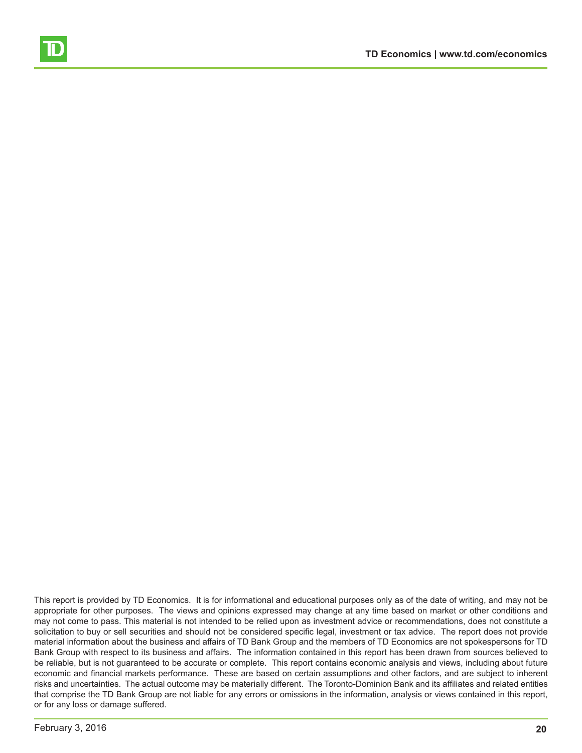This report is provided by TD Economics. It is for informational and educational purposes only as of the date of writing, and may not be appropriate for other purposes. The views and opinions expressed may change at any time based on market or other conditions and may not come to pass. This material is not intended to be relied upon as investment advice or recommendations, does not constitute a solicitation to buy or sell securities and should not be considered specific legal, investment or tax advice. The report does not provide material information about the business and affairs of TD Bank Group and the members of TD Economics are not spokespersons for TD Bank Group with respect to its business and affairs. The information contained in this report has been drawn from sources believed to be reliable, but is not guaranteed to be accurate or complete. This report contains economic analysis and views, including about future economic and financial markets performance. These are based on certain assumptions and other factors, and are subject to inherent risks and uncertainties. The actual outcome may be materially different. The Toronto-Dominion Bank and its affiliates and related entities that comprise the TD Bank Group are not liable for any errors or omissions in the information, analysis or views contained in this report, or for any loss or damage suffered.